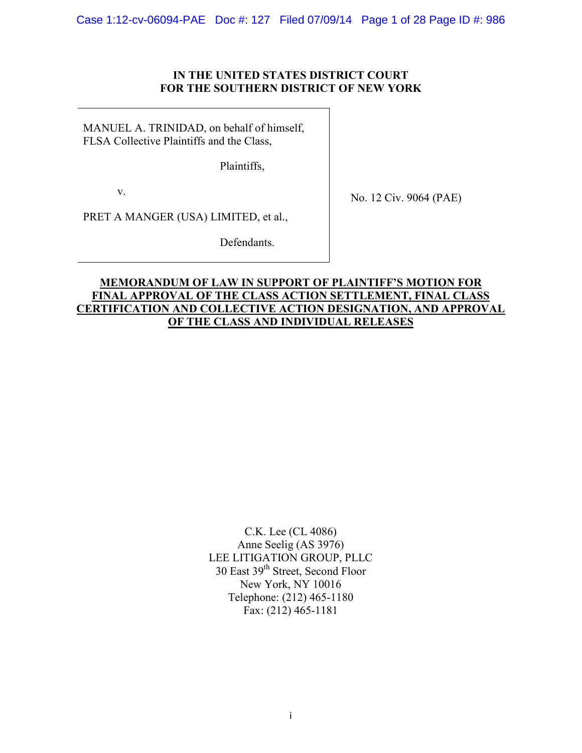**IN THE UNITED STATES DISTRICT COURT**
**FOR THE SOUTHERN DISTRICT OF NEW YORK**

| | |
|---|---|
| MANUEL A. TRINIDAD, on behalf of himself, FLSA Collective Plaintiffs and the Class,<br><br>Plaintiffs,<br><br>v.<br><br>PRET A MANGER (USA) LIMITED, et al.,<br><br>Defendants. | No. 12 Civ. 9064 (PAE) |

**MEMORANDUM OF LAW IN SUPPORT OF PLAINTIFF'S MOTION FOR FINAL APPROVAL OF THE CLASS ACTION SETTLEMENT, FINAL CLASS CERTIFICATION AND COLLECTIVE ACTION DESIGNATION, AND APPROVAL OF THE CLASS AND INDIVIDUAL RELEASES**

C.K. Lee (CL 4086)
Anne Seelig (AS 3976)
LEE LITIGATION GROUP, PLLC
30 East 39th Street, Second Floor
New York, NY 10016
Telephone: (212) 465-1180
Fax: (212) 465-1181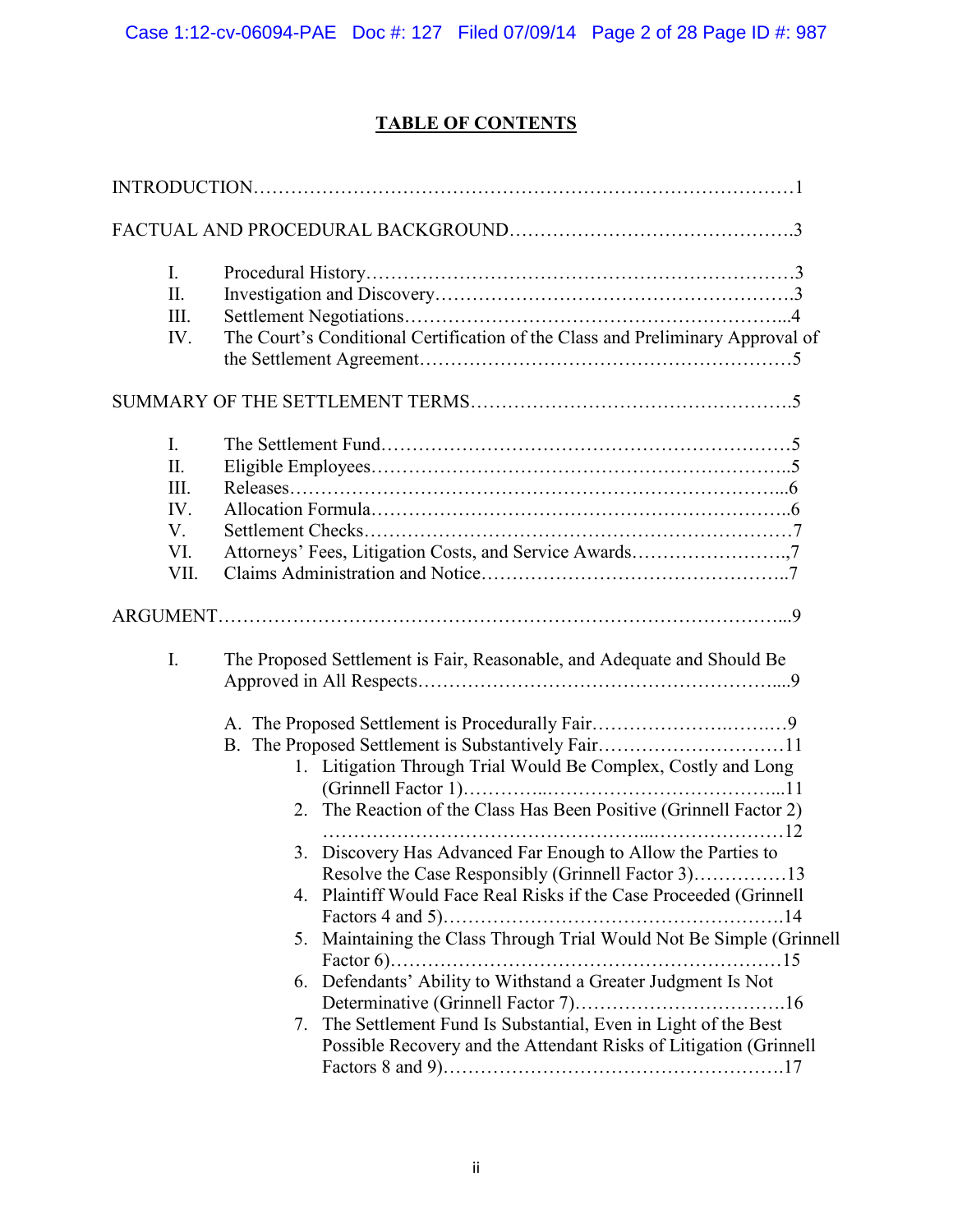## TABLE OF CONTENTS

INTRODUCTION……………………………………………………………………………1

FACTUAL AND PROCEDURAL BACKGROUND……………………………………….3

- I. Procedural History……………………………………………………………3
- II. Investigation and Discovery…………………………………………………3
- III. Settlement Negotiations……………………………………………………...4
- IV. The Court's Conditional Certification of the Class and Preliminary Approval of the Settlement Agreement……………………………………………………5

SUMMARY OF THE SETTLEMENT TERMS…………………………………………….5

- I. The Settlement Fund…………………………………………………………5
- II. Eligible Employees…………………………………………………………..5
- III. Releases……………………………………………………………………...6
- IV. Allocation Formula…………………………………………………………..6
- V. Settlement Checks……………………………………………………………7
- VI. Attorneys' Fees, Litigation Costs, and Service Awards……………………..,7
- VII. Claims Administration and Notice…………………………………………..7

ARGUMENT………………………………………………………………………………...9

- I. The Proposed Settlement is Fair, Reasonable, and Adequate and Should Be Approved in All Respects………………………………………………….....9
  - A. The Proposed Settlement is Procedurally Fair……………………..……9
  - B. The Proposed Settlement is Substantively Fair…………………………11
    1. Litigation Through Trial Would Be Complex, Costly and Long (Grinnell Factor 1)…………..……………………………...11
    2. The Reaction of the Class Has Been Positive (Grinnell Factor 2) ………………………………………...…………………12
    3. Discovery Has Advanced Far Enough to Allow the Parties to Resolve the Case Responsibly (Grinnell Factor 3)……………13
    4. Plaintiff Would Face Real Risks if the Case Proceeded (Grinnell Factors 4 and 5)……………………………………………….14
    5. Maintaining the Class Through Trial Would Not Be Simple (Grinnell Factor 6)……………………………………………………15
    6. Defendants' Ability to Withstand a Greater Judgment Is Not Determinative (Grinnell Factor 7)…………………………….16
    7. The Settlement Fund Is Substantial, Even in Light of the Best Possible Recovery and the Attendant Risks of Litigation (Grinnell Factors 8 and 9)……………………………………………….17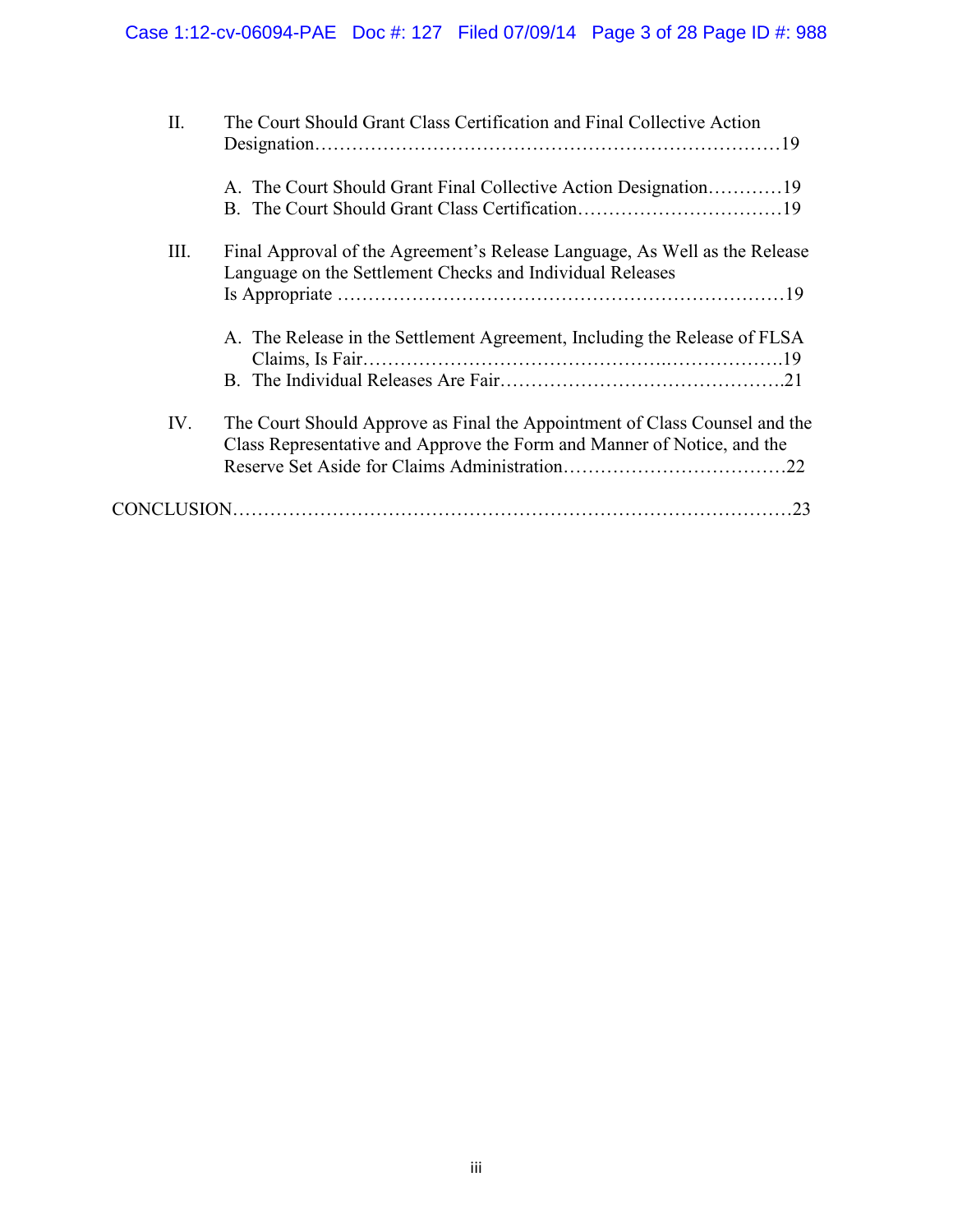II. The Court Should Grant Class Certification and Final Collective Action Designation ........ 19

- A. The Court Should Grant Final Collective Action Designation ........ 19
- B. The Court Should Grant Class Certification ........ 19

III. Final Approval of the Agreement's Release Language, As Well as the Release Language on the Settlement Checks and Individual Releases Is Appropriate ........ 19

- A. The Release in the Settlement Agreement, Including the Release of FLSA Claims, Is Fair ........ 19
- B. The Individual Releases Are Fair ........ 21

IV. The Court Should Approve as Final the Appointment of Class Counsel and the Class Representative and Approve the Form and Manner of Notice, and the Reserve Set Aside for Claims Administration ........ 22

CONCLUSION ........ 23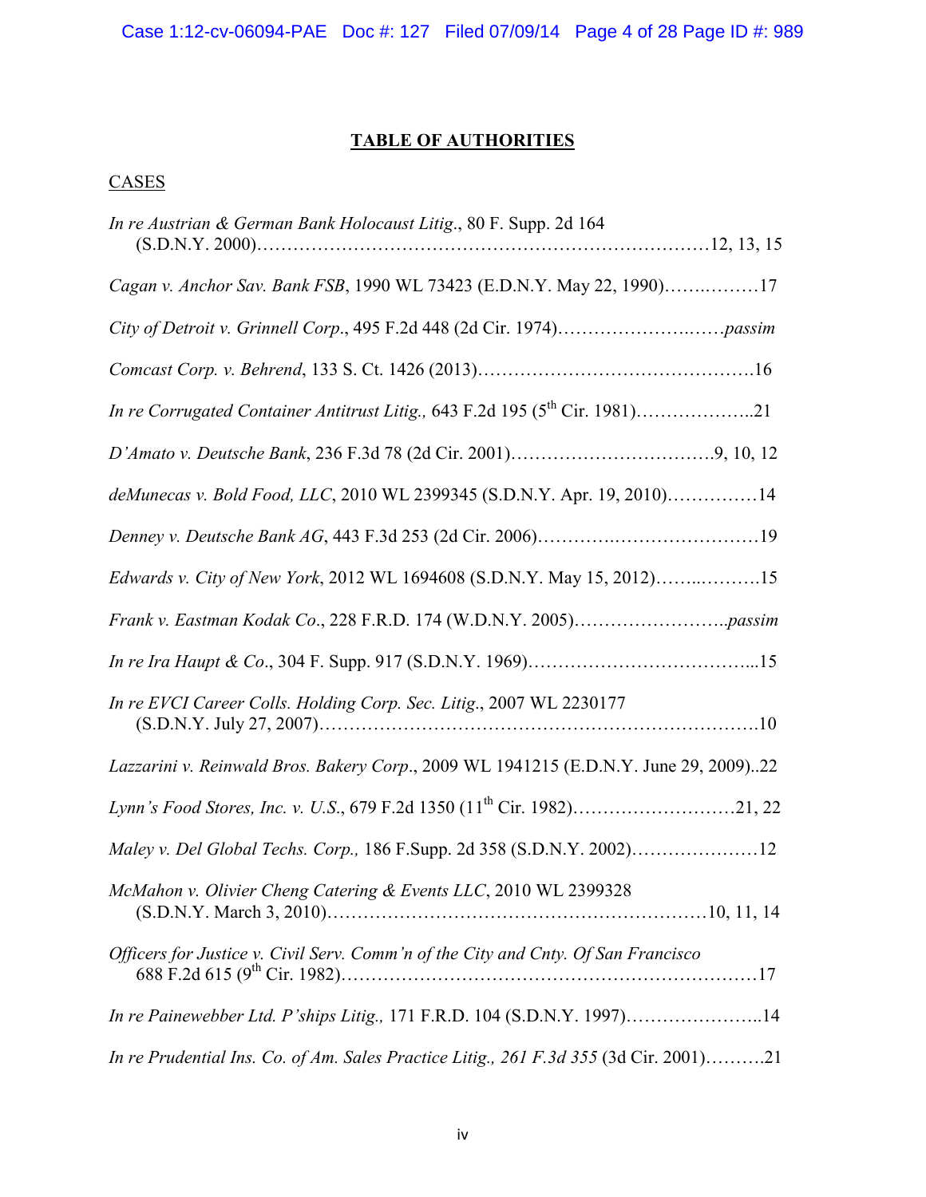**TABLE OF AUTHORITIES**

CASES

*In re Austrian & German Bank Holocaust Litig*., 80 F. Supp. 2d 164 (S.D.N.Y. 2000)……………………………………………………………………12, 13, 15

*Cagan v. Anchor Sav. Bank FSB*, 1990 WL 73423 (E.D.N.Y. May 22, 1990)…….………17

*City of Detroit v. Grinnell Corp*., 495 F.2d 448 (2d Cir. 1974)…………………….……*passim*

*Comcast Corp. v. Behrend*, 133 S. Ct. 1426 (2013)……………………………………….16

*In re Corrugated Container Antitrust Litig.,* 643 F.2d 195 (5th Cir. 1981)………………..21

*D'Amato v. Deutsche Bank*, 236 F.3d 78 (2d Cir. 2001)…………………………….9, 10, 12

*deMunecas v. Bold Food, LLC*, 2010 WL 2399345 (S.D.N.Y. Apr. 19, 2010)……………14

*Denney v. Deutsche Bank AG*, 443 F.3d 253 (2d Cir. 2006)………….……………………19

*Edwards v. City of New York*, 2012 WL 1694608 (S.D.N.Y. May 15, 2012)……..……….15

*Frank v. Eastman Kodak Co*., 228 F.R.D. 174 (W.D.N.Y. 2005)……………………..*passim*

*In re Ira Haupt & Co*., 304 F. Supp. 917 (S.D.N.Y. 1969)………………………………...15

*In re EVCI Career Colls. Holding Corp. Sec. Litig*., 2007 WL 2230177 (S.D.N.Y. July 27, 2007)……………………………………………………………….10

*Lazzarini v. Reinwald Bros. Bakery Corp*., 2009 WL 1941215 (E.D.N.Y. June 29, 2009)..22

*Lynn's Food Stores, Inc. v. U.S*., 679 F.2d 1350 (11th Cir. 1982)………………………21, 22

*Maley v. Del Global Techs. Corp.,* 186 F.Supp. 2d 358 (S.D.N.Y. 2002)…………………12

*McMahon v. Olivier Cheng Catering & Events LLC*, 2010 WL 2399328 (S.D.N.Y. March 3, 2010)……………………………………………………10, 11, 14

*Officers for Justice v. Civil Serv. Comm'n of the City and Cnty. Of San Francisco* 688 F.2d 615 (9th Cir. 1982)…………………………………………………………17

*In re Painewebber Ltd. P'ships Litig.,* 171 F.R.D. 104 (S.D.N.Y. 1997)…………………..14

*In re Prudential Ins. Co. of Am. Sales Practice Litig., 261 F.3d 355* (3d Cir. 2001)……….21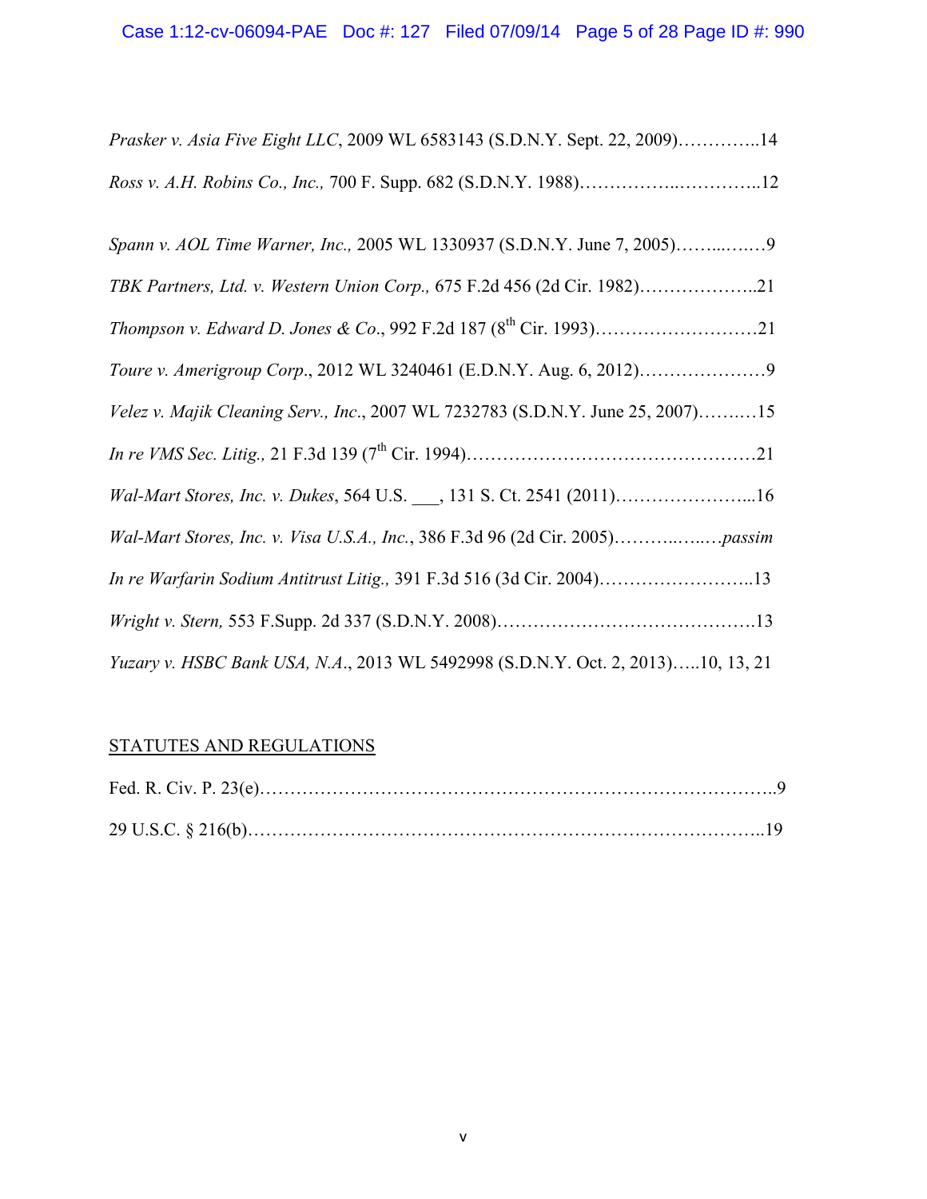*Prasker v. Asia Five Eight LLC*, 2009 WL 6583143 (S.D.N.Y. Sept. 22, 2009)…………..14

*Ross v. A.H. Robins Co., Inc.,* 700 F. Supp. 682 (S.D.N.Y. 1988)……………..…………..12

*Spann v. AOL Time Warner, Inc.,* 2005 WL 1330937 (S.D.N.Y. June 7, 2005)……...….…9

*TBK Partners, Ltd. v. Western Union Corp.,* 675 F.2d 456 (2d Cir. 1982)………………..21

*Thompson v. Edward D. Jones & Co*., 992 F.2d 187 (8th Cir. 1993)………………………21

*Toure v. Amerigroup Corp*., 2012 WL 3240461 (E.D.N.Y. Aug. 6, 2012)…………………9

*Velez v. Majik Cleaning Serv., Inc*., 2007 WL 7232783 (S.D.N.Y. June 25, 2007)……..…15

*In re VMS Sec. Litig.,* 21 F.3d 139 (7th Cir. 1994)…………………………………………21

*Wal-Mart Stores, Inc. v. Dukes*, 564 U.S. ___, 131 S. Ct. 2541 (2011)…………………...16

*Wal-Mart Stores, Inc. v. Visa U.S.A., Inc.*, 386 F.3d 96 (2d Cir. 2005)………..…...…*passim*

*In re Warfarin Sodium Antitrust Litig.,* 391 F.3d 516 (3d Cir. 2004)……………………..13

*Wright v. Stern,* 553 F.Supp. 2d 337 (S.D.N.Y. 2008)…………………………………….13

*Yuzary v. HSBC Bank USA, N.A*., 2013 WL 5492998 (S.D.N.Y. Oct. 2, 2013)…..10, 13, 21

STATUTES AND REGULATIONS

Fed. R. Civ. P. 23(e)………………………………………………………………………..9

29 U.S.C. § 216(b)………………………………………………………………………..19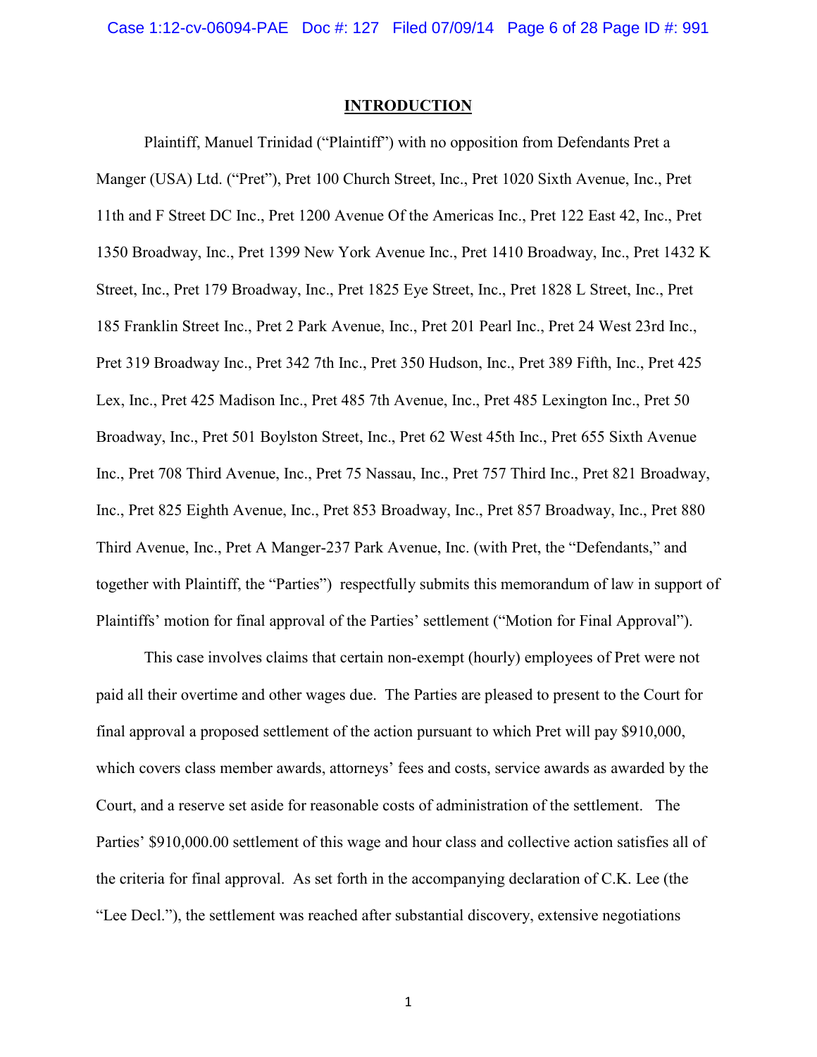# INTRODUCTION

Plaintiff, Manuel Trinidad ("Plaintiff") with no opposition from Defendants Pret a Manger (USA) Ltd. ("Pret"), Pret 100 Church Street, Inc., Pret 1020 Sixth Avenue, Inc., Pret 11th and F Street DC Inc., Pret 1200 Avenue Of the Americas Inc., Pret 122 East 42, Inc., Pret 1350 Broadway, Inc., Pret 1399 New York Avenue Inc., Pret 1410 Broadway, Inc., Pret 1432 K Street, Inc., Pret 179 Broadway, Inc., Pret 1825 Eye Street, Inc., Pret 1828 L Street, Inc., Pret 185 Franklin Street Inc., Pret 2 Park Avenue, Inc., Pret 201 Pearl Inc., Pret 24 West 23rd Inc., Pret 319 Broadway Inc., Pret 342 7th Inc., Pret 350 Hudson, Inc., Pret 389 Fifth, Inc., Pret 425 Lex, Inc., Pret 425 Madison Inc., Pret 485 7th Avenue, Inc., Pret 485 Lexington Inc., Pret 50 Broadway, Inc., Pret 501 Boylston Street, Inc., Pret 62 West 45th Inc., Pret 655 Sixth Avenue Inc., Pret 708 Third Avenue, Inc., Pret 75 Nassau, Inc., Pret 757 Third Inc., Pret 821 Broadway, Inc., Pret 825 Eighth Avenue, Inc., Pret 853 Broadway, Inc., Pret 857 Broadway, Inc., Pret 880 Third Avenue, Inc., Pret A Manger-237 Park Avenue, Inc. (with Pret, the "Defendants," and together with Plaintiff, the "Parties") respectfully submits this memorandum of law in support of Plaintiffs' motion for final approval of the Parties' settlement ("Motion for Final Approval").

This case involves claims that certain non-exempt (hourly) employees of Pret were not paid all their overtime and other wages due. The Parties are pleased to present to the Court for final approval a proposed settlement of the action pursuant to which Pret will pay $910,000, which covers class member awards, attorneys' fees and costs, service awards as awarded by the Court, and a reserve set aside for reasonable costs of administration of the settlement. The Parties' $910,000.00 settlement of this wage and hour class and collective action satisfies all of the criteria for final approval. As set forth in the accompanying declaration of C.K. Lee (the "Lee Decl."), the settlement was reached after substantial discovery, extensive negotiations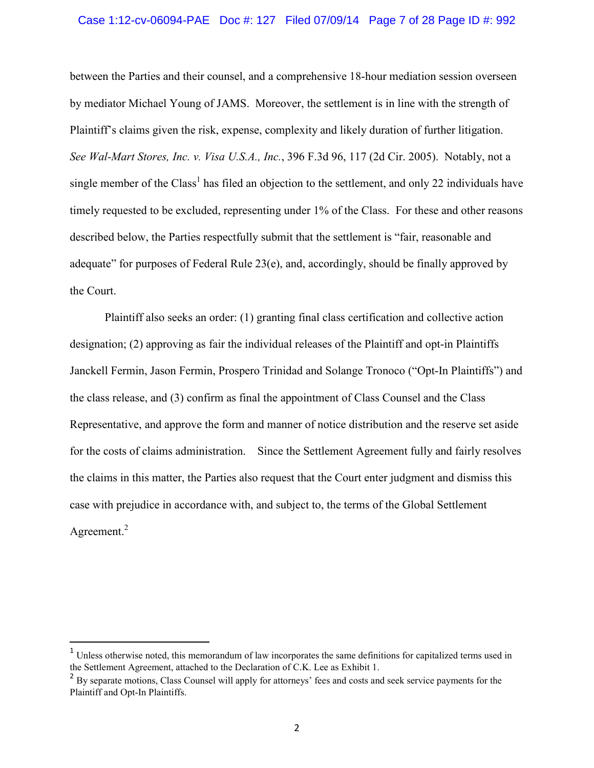between the Parties and their counsel, and a comprehensive 18-hour mediation session overseen by mediator Michael Young of JAMS. Moreover, the settlement is in line with the strength of Plaintiff's claims given the risk, expense, complexity and likely duration of further litigation. *See Wal-Mart Stores, Inc. v. Visa U.S.A., Inc.*, 396 F.3d 96, 117 (2d Cir. 2005). Notably, not a single member of the Class[1] has filed an objection to the settlement, and only 22 individuals have timely requested to be excluded, representing under 1% of the Class. For these and other reasons described below, the Parties respectfully submit that the settlement is "fair, reasonable and adequate" for purposes of Federal Rule 23(e), and, accordingly, should be finally approved by the Court.

Plaintiff also seeks an order: (1) granting final class certification and collective action designation; (2) approving as fair the individual releases of the Plaintiff and opt-in Plaintiffs Janckell Fermin, Jason Fermin, Prospero Trinidad and Solange Tronoco ("Opt-In Plaintiffs") and the class release, and (3) confirm as final the appointment of Class Counsel and the Class Representative, and approve the form and manner of notice distribution and the reserve set aside for the costs of claims administration. Since the Settlement Agreement fully and fairly resolves the claims in this matter, the Parties also request that the Court enter judgment and dismiss this case with prejudice in accordance with, and subject to, the terms of the Global Settlement Agreement.[2]

---

[1] Unless otherwise noted, this memorandum of law incorporates the same definitions for capitalized terms used in the Settlement Agreement, attached to the Declaration of C.K. Lee as Exhibit 1.

[2] By separate motions, Class Counsel will apply for attorneys' fees and costs and seek service payments for the Plaintiff and Opt-In Plaintiffs.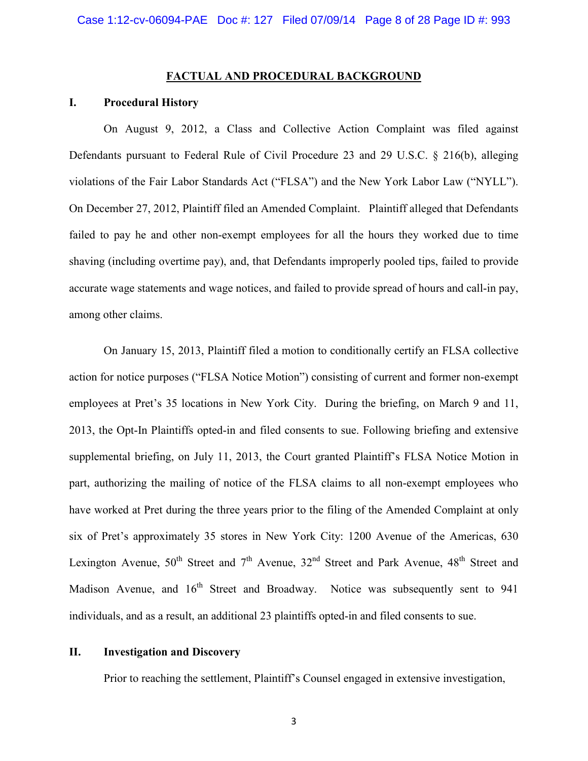## FACTUAL AND PROCEDURAL BACKGROUND

### I. Procedural History

On August 9, 2012, a Class and Collective Action Complaint was filed against Defendants pursuant to Federal Rule of Civil Procedure 23 and 29 U.S.C. § 216(b), alleging violations of the Fair Labor Standards Act ("FLSA") and the New York Labor Law ("NYLL"). On December 27, 2012, Plaintiff filed an Amended Complaint. Plaintiff alleged that Defendants failed to pay he and other non-exempt employees for all the hours they worked due to time shaving (including overtime pay), and, that Defendants improperly pooled tips, failed to provide accurate wage statements and wage notices, and failed to provide spread of hours and call-in pay, among other claims.

On January 15, 2013, Plaintiff filed a motion to conditionally certify an FLSA collective action for notice purposes ("FLSA Notice Motion") consisting of current and former non-exempt employees at Pret's 35 locations in New York City. During the briefing, on March 9 and 11, 2013, the Opt-In Plaintiffs opted-in and filed consents to sue. Following briefing and extensive supplemental briefing, on July 11, 2013, the Court granted Plaintiff's FLSA Notice Motion in part, authorizing the mailing of notice of the FLSA claims to all non-exempt employees who have worked at Pret during the three years prior to the filing of the Amended Complaint at only six of Pret's approximately 35 stores in New York City: 1200 Avenue of the Americas, 630 Lexington Avenue, 50th Street and 7th Avenue, 32nd Street and Park Avenue, 48th Street and Madison Avenue, and 16th Street and Broadway. Notice was subsequently sent to 941 individuals, and as a result, an additional 23 plaintiffs opted-in and filed consents to sue.

### II. Investigation and Discovery

Prior to reaching the settlement, Plaintiff's Counsel engaged in extensive investigation,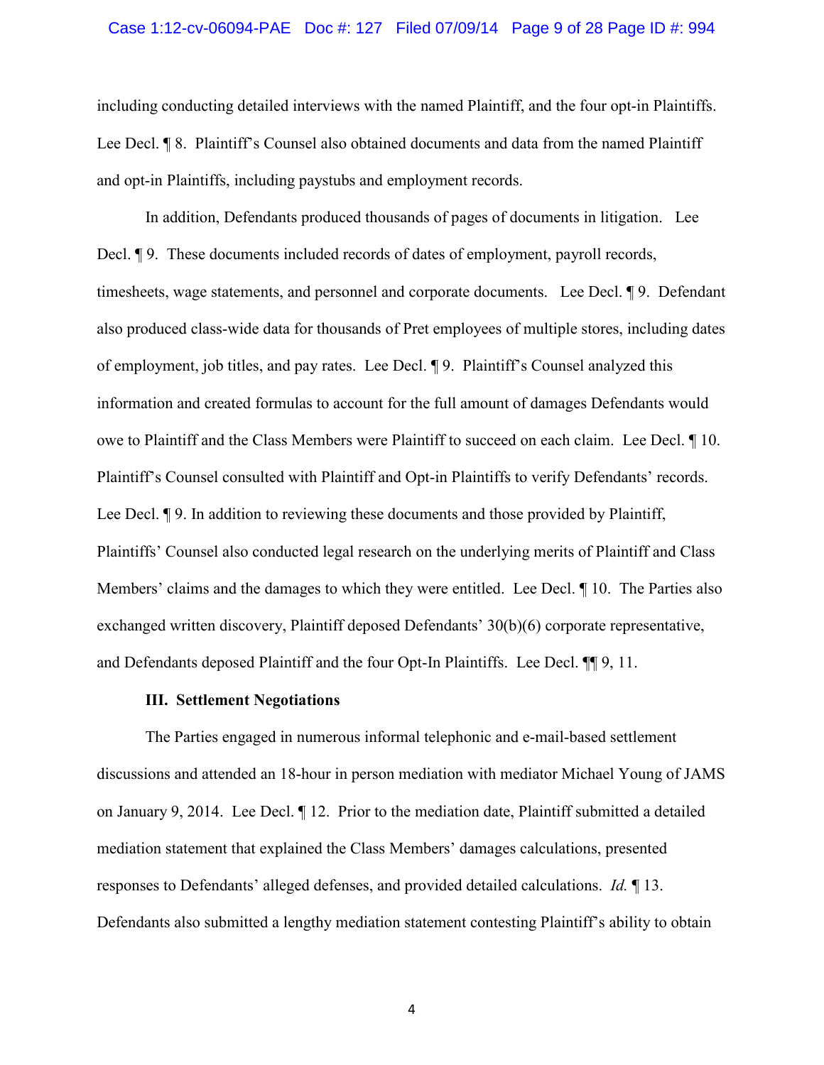including conducting detailed interviews with the named Plaintiff, and the four opt-in Plaintiffs. Lee Decl. ¶ 8. Plaintiff's Counsel also obtained documents and data from the named Plaintiff and opt-in Plaintiffs, including paystubs and employment records.

In addition, Defendants produced thousands of pages of documents in litigation. Lee Decl. ¶ 9. These documents included records of dates of employment, payroll records, timesheets, wage statements, and personnel and corporate documents. Lee Decl. ¶ 9. Defendant also produced class-wide data for thousands of Pret employees of multiple stores, including dates of employment, job titles, and pay rates. Lee Decl. ¶ 9. Plaintiff's Counsel analyzed this information and created formulas to account for the full amount of damages Defendants would owe to Plaintiff and the Class Members were Plaintiff to succeed on each claim. Lee Decl. ¶ 10. Plaintiff's Counsel consulted with Plaintiff and Opt-in Plaintiffs to verify Defendants' records. Lee Decl. ¶ 9. In addition to reviewing these documents and those provided by Plaintiff, Plaintiffs' Counsel also conducted legal research on the underlying merits of Plaintiff and Class Members' claims and the damages to which they were entitled. Lee Decl. ¶ 10. The Parties also exchanged written discovery, Plaintiff deposed Defendants' 30(b)(6) corporate representative, and Defendants deposed Plaintiff and the four Opt-In Plaintiffs. Lee Decl. ¶¶ 9, 11.

### III. Settlement Negotiations

The Parties engaged in numerous informal telephonic and e-mail-based settlement discussions and attended an 18-hour in person mediation with mediator Michael Young of JAMS on January 9, 2014. Lee Decl. ¶ 12. Prior to the mediation date, Plaintiff submitted a detailed mediation statement that explained the Class Members' damages calculations, presented responses to Defendants' alleged defenses, and provided detailed calculations. *Id.* ¶ 13. Defendants also submitted a lengthy mediation statement contesting Plaintiff's ability to obtain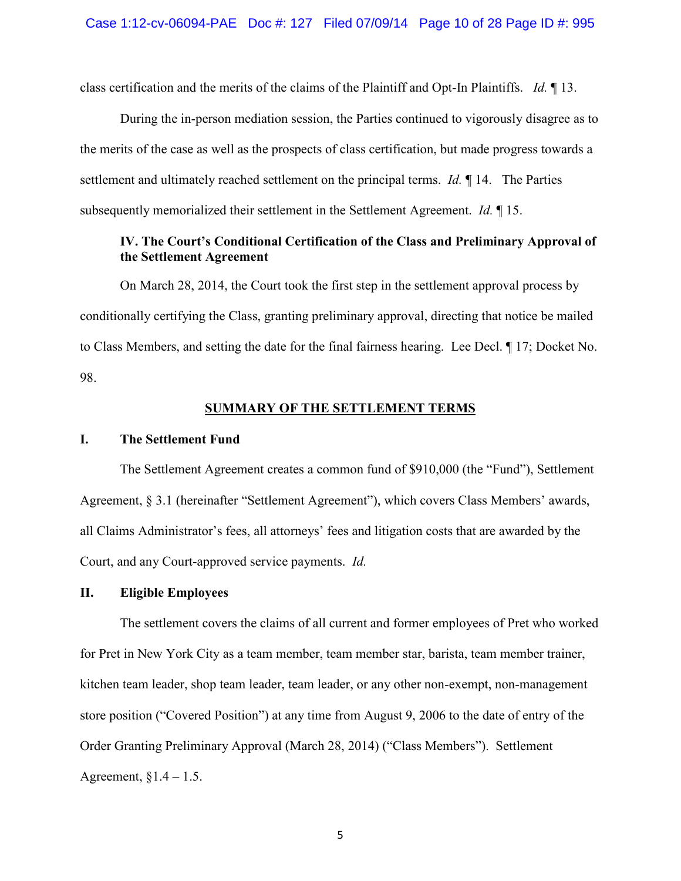class certification and the merits of the claims of the Plaintiff and Opt-In Plaintiffs. *Id.* ¶ 13.

During the in-person mediation session, the Parties continued to vigorously disagree as to the merits of the case as well as the prospects of class certification, but made progress towards a settlement and ultimately reached settlement on the principal terms. *Id.* ¶ 14. The Parties subsequently memorialized their settlement in the Settlement Agreement. *Id.* ¶ 15.

### IV. The Court's Conditional Certification of the Class and Preliminary Approval of the Settlement Agreement

On March 28, 2014, the Court took the first step in the settlement approval process by conditionally certifying the Class, granting preliminary approval, directing that notice be mailed to Class Members, and setting the date for the final fairness hearing. Lee Decl. ¶ 17; Docket No. 98.

## SUMMARY OF THE SETTLEMENT TERMS

### I. The Settlement Fund

The Settlement Agreement creates a common fund of $910,000 (the "Fund"), Settlement Agreement, § 3.1 (hereinafter "Settlement Agreement"), which covers Class Members' awards, all Claims Administrator's fees, all attorneys' fees and litigation costs that are awarded by the Court, and any Court-approved service payments. *Id.*

### II. Eligible Employees

The settlement covers the claims of all current and former employees of Pret who worked for Pret in New York City as a team member, team member star, barista, team member trainer, kitchen team leader, shop team leader, team leader, or any other non-exempt, non-management store position ("Covered Position") at any time from August 9, 2006 to the date of entry of the Order Granting Preliminary Approval (March 28, 2014) ("Class Members"). Settlement Agreement, §1.4 – 1.5.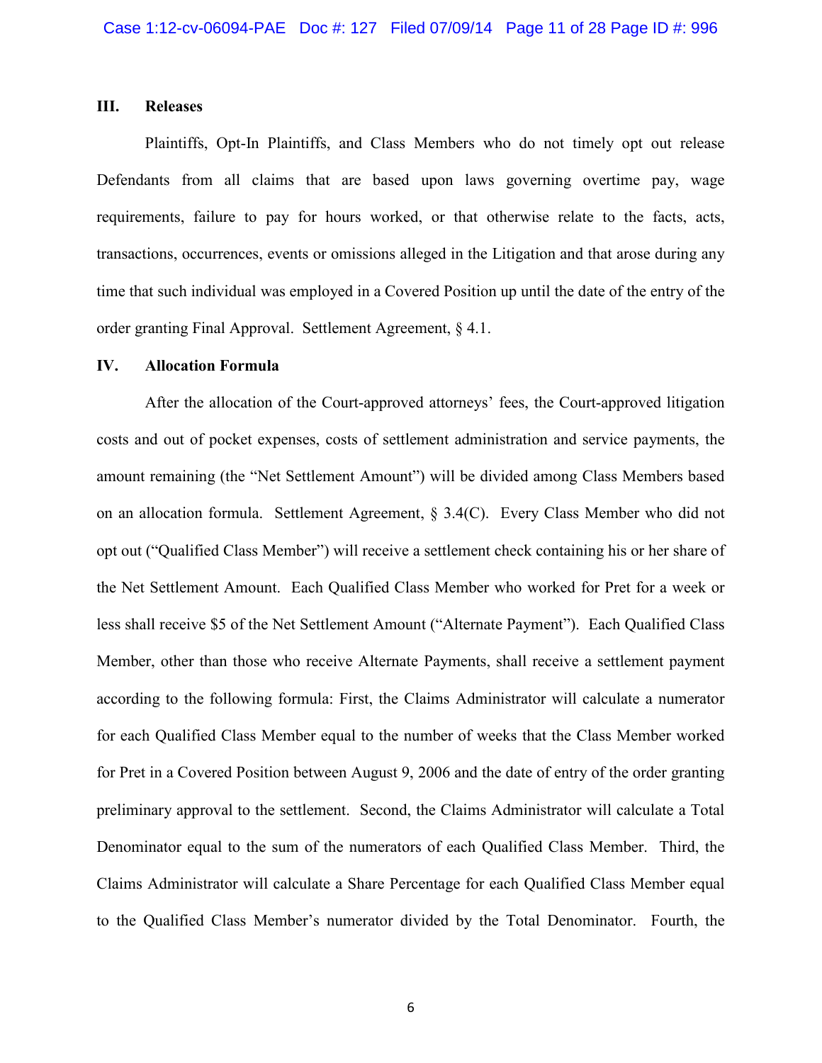## III. Releases

Plaintiffs, Opt-In Plaintiffs, and Class Members who do not timely opt out release Defendants from all claims that are based upon laws governing overtime pay, wage requirements, failure to pay for hours worked, or that otherwise relate to the facts, acts, transactions, occurrences, events or omissions alleged in the Litigation and that arose during any time that such individual was employed in a Covered Position up until the date of the entry of the order granting Final Approval. Settlement Agreement, § 4.1.

## IV. Allocation Formula

After the allocation of the Court-approved attorneys' fees, the Court-approved litigation costs and out of pocket expenses, costs of settlement administration and service payments, the amount remaining (the "Net Settlement Amount") will be divided among Class Members based on an allocation formula. Settlement Agreement, § 3.4(C). Every Class Member who did not opt out ("Qualified Class Member") will receive a settlement check containing his or her share of the Net Settlement Amount. Each Qualified Class Member who worked for Pret for a week or less shall receive $5 of the Net Settlement Amount ("Alternate Payment"). Each Qualified Class Member, other than those who receive Alternate Payments, shall receive a settlement payment according to the following formula: First, the Claims Administrator will calculate a numerator for each Qualified Class Member equal to the number of weeks that the Class Member worked for Pret in a Covered Position between August 9, 2006 and the date of entry of the order granting preliminary approval to the settlement. Second, the Claims Administrator will calculate a Total Denominator equal to the sum of the numerators of each Qualified Class Member. Third, the Claims Administrator will calculate a Share Percentage for each Qualified Class Member equal to the Qualified Class Member's numerator divided by the Total Denominator. Fourth, the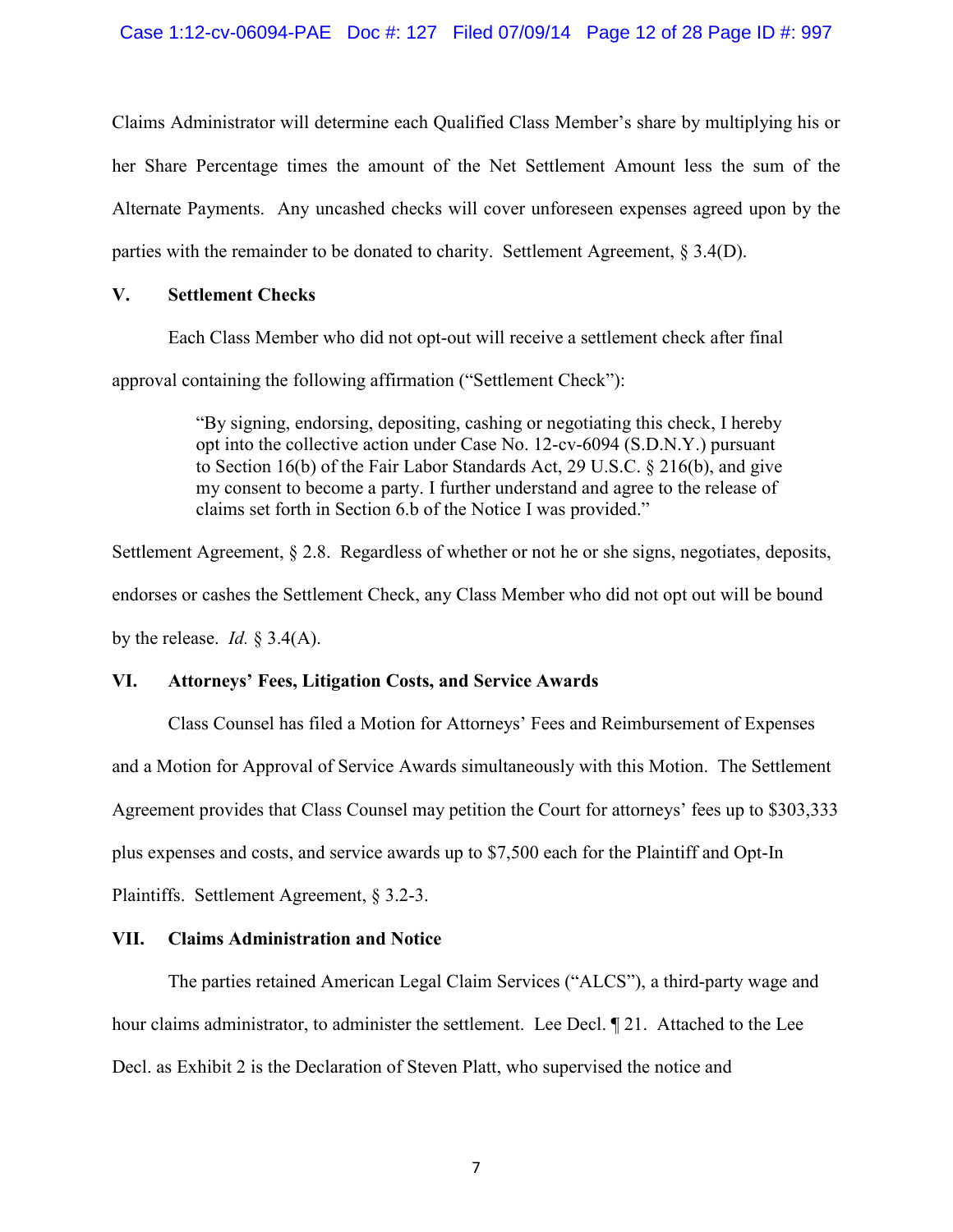Claims Administrator will determine each Qualified Class Member's share by multiplying his or her Share Percentage times the amount of the Net Settlement Amount less the sum of the Alternate Payments. Any uncashed checks will cover unforeseen expenses agreed upon by the parties with the remainder to be donated to charity. Settlement Agreement, § 3.4(D).

## V. Settlement Checks

Each Class Member who did not opt-out will receive a settlement check after final approval containing the following affirmation ("Settlement Check"):

> "By signing, endorsing, depositing, cashing or negotiating this check, I hereby opt into the collective action under Case No. 12-cv-6094 (S.D.N.Y.) pursuant to Section 16(b) of the Fair Labor Standards Act, 29 U.S.C. § 216(b), and give my consent to become a party. I further understand and agree to the release of claims set forth in Section 6.b of the Notice I was provided."

Settlement Agreement, § 2.8. Regardless of whether or not he or she signs, negotiates, deposits, endorses or cashes the Settlement Check, any Class Member who did not opt out will be bound by the release. *Id.* § 3.4(A).

## VI. Attorneys' Fees, Litigation Costs, and Service Awards

Class Counsel has filed a Motion for Attorneys' Fees and Reimbursement of Expenses and a Motion for Approval of Service Awards simultaneously with this Motion. The Settlement Agreement provides that Class Counsel may petition the Court for attorneys' fees up to $303,333 plus expenses and costs, and service awards up to $7,500 each for the Plaintiff and Opt-In Plaintiffs. Settlement Agreement, § 3.2-3.

## VII. Claims Administration and Notice

The parties retained American Legal Claim Services ("ALCS"), a third-party wage and hour claims administrator, to administer the settlement. Lee Decl. ¶ 21. Attached to the Lee Decl. as Exhibit 2 is the Declaration of Steven Platt, who supervised the notice and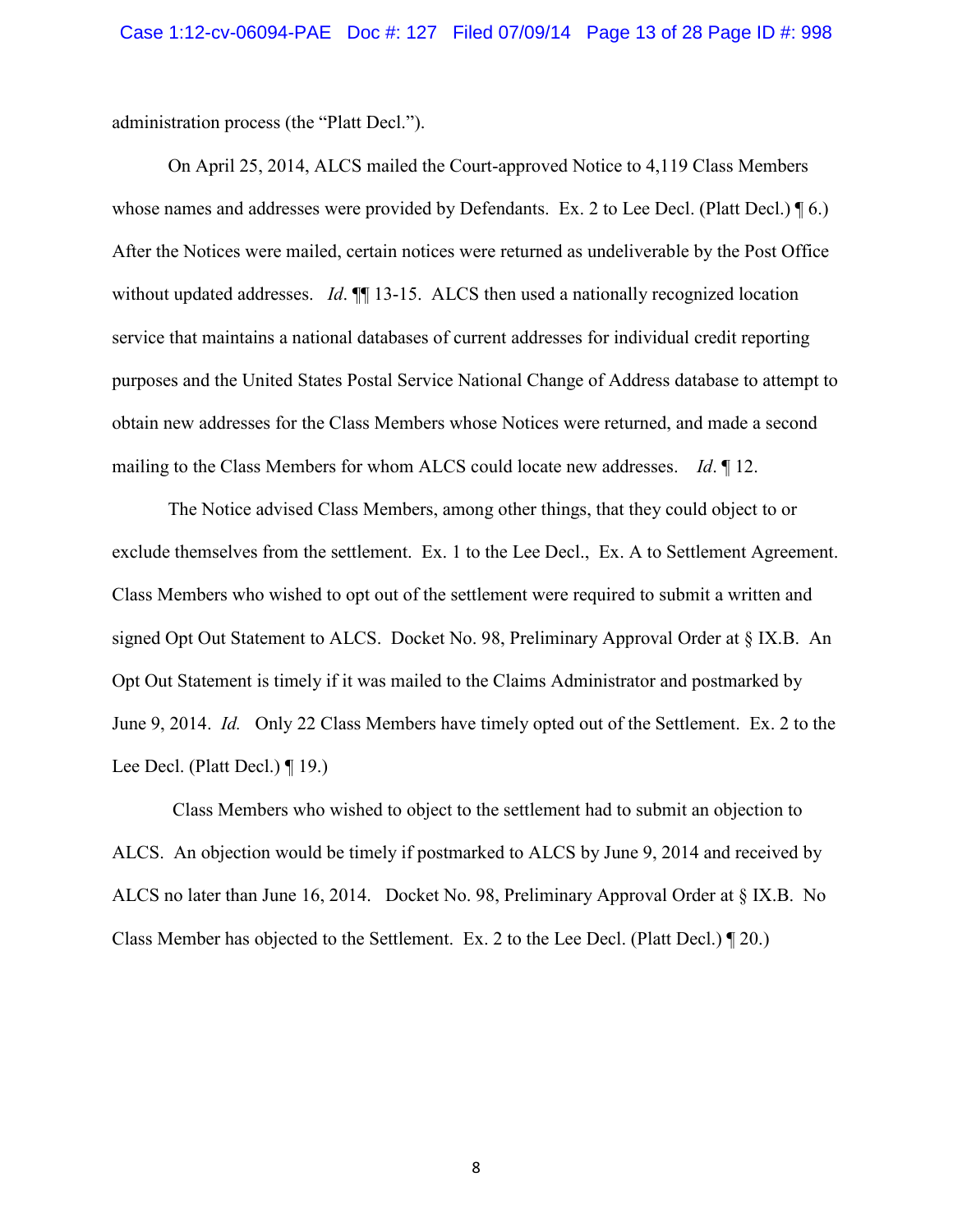administration process (the "Platt Decl.").

On April 25, 2014, ALCS mailed the Court-approved Notice to 4,119 Class Members whose names and addresses were provided by Defendants. Ex. 2 to Lee Decl. (Platt Decl.) ¶ 6.) After the Notices were mailed, certain notices were returned as undeliverable by the Post Office without updated addresses. *Id*. ¶¶ 13-15. ALCS then used a nationally recognized location service that maintains a national databases of current addresses for individual credit reporting purposes and the United States Postal Service National Change of Address database to attempt to obtain new addresses for the Class Members whose Notices were returned, and made a second mailing to the Class Members for whom ALCS could locate new addresses. *Id*. ¶ 12.

The Notice advised Class Members, among other things, that they could object to or exclude themselves from the settlement. Ex. 1 to the Lee Decl., Ex. A to Settlement Agreement. Class Members who wished to opt out of the settlement were required to submit a written and signed Opt Out Statement to ALCS. Docket No. 98, Preliminary Approval Order at § IX.B. An Opt Out Statement is timely if it was mailed to the Claims Administrator and postmarked by June 9, 2014. *Id.* Only 22 Class Members have timely opted out of the Settlement. Ex. 2 to the Lee Decl. (Platt Decl.) ¶ 19.)

Class Members who wished to object to the settlement had to submit an objection to ALCS. An objection would be timely if postmarked to ALCS by June 9, 2014 and received by ALCS no later than June 16, 2014. Docket No. 98, Preliminary Approval Order at § IX.B. No Class Member has objected to the Settlement. Ex. 2 to the Lee Decl. (Platt Decl.) ¶ 20.)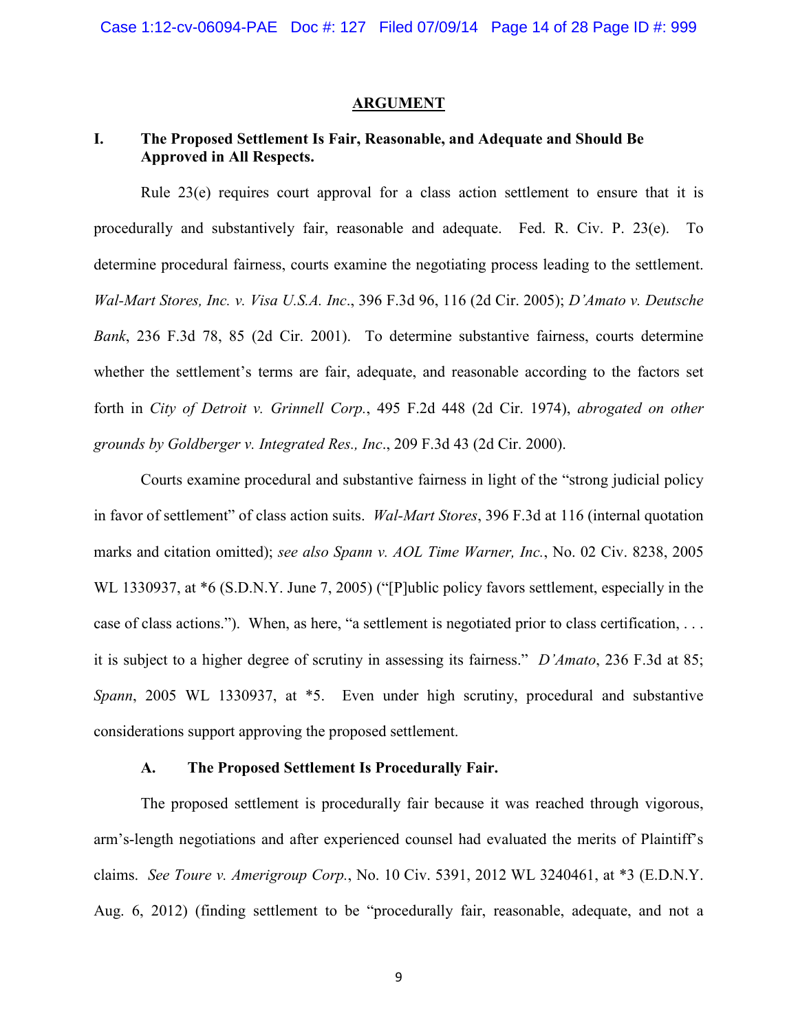## ARGUMENT

### I. The Proposed Settlement Is Fair, Reasonable, and Adequate and Should Be Approved in All Respects.

Rule 23(e) requires court approval for a class action settlement to ensure that it is procedurally and substantively fair, reasonable and adequate. Fed. R. Civ. P. 23(e). To determine procedural fairness, courts examine the negotiating process leading to the settlement. *Wal-Mart Stores, Inc. v. Visa U.S.A. Inc*., 396 F.3d 96, 116 (2d Cir. 2005); *D'Amato v. Deutsche Bank*, 236 F.3d 78, 85 (2d Cir. 2001). To determine substantive fairness, courts determine whether the settlement's terms are fair, adequate, and reasonable according to the factors set forth in *City of Detroit v. Grinnell Corp.*, 495 F.2d 448 (2d Cir. 1974), *abrogated on other grounds by Goldberger v. Integrated Res., Inc*., 209 F.3d 43 (2d Cir. 2000).

Courts examine procedural and substantive fairness in light of the "strong judicial policy in favor of settlement" of class action suits. *Wal-Mart Stores*, 396 F.3d at 116 (internal quotation marks and citation omitted); *see also Spann v. AOL Time Warner, Inc.*, No. 02 Civ. 8238, 2005 WL 1330937, at *6 (S.D.N.Y. June 7, 2005) ("[P]ublic policy favors settlement, especially in the case of class actions."). When, as here, "a settlement is negotiated prior to class certification, . . . it is subject to a higher degree of scrutiny in assessing its fairness." *D'Amato*, 236 F.3d at 85; *Spann*, 2005 WL 1330937, at *5. Even under high scrutiny, procedural and substantive considerations support approving the proposed settlement.

#### A. The Proposed Settlement Is Procedurally Fair.

The proposed settlement is procedurally fair because it was reached through vigorous, arm's-length negotiations and after experienced counsel had evaluated the merits of Plaintiff's claims. *See Toure v. Amerigroup Corp.*, No. 10 Civ. 5391, 2012 WL 3240461, at *3 (E.D.N.Y. Aug. 6, 2012) (finding settlement to be "procedurally fair, reasonable, adequate, and not a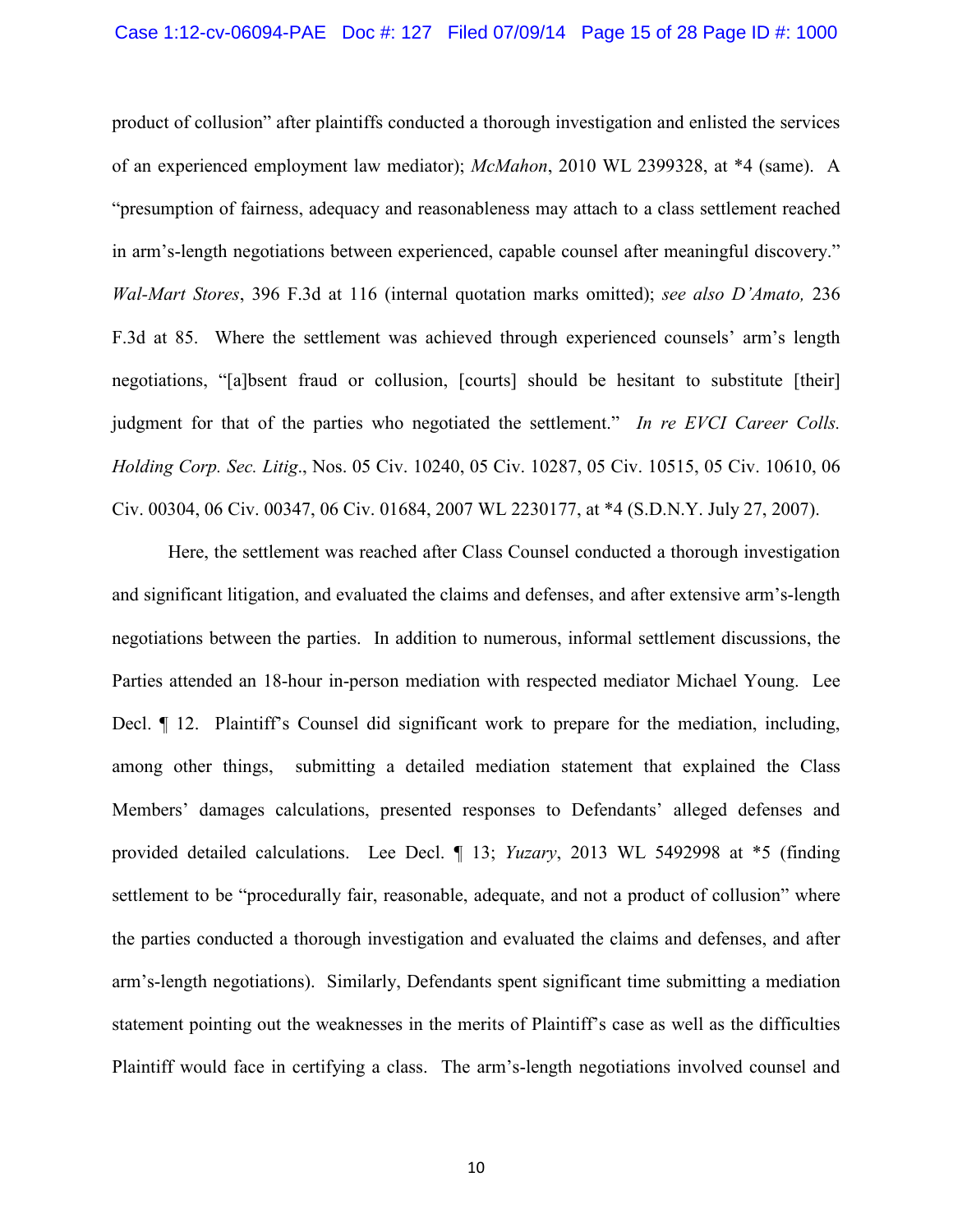product of collusion" after plaintiffs conducted a thorough investigation and enlisted the services of an experienced employment law mediator); *McMahon*, 2010 WL 2399328, at *4 (same). A "presumption of fairness, adequacy and reasonableness may attach to a class settlement reached in arm's-length negotiations between experienced, capable counsel after meaningful discovery." *Wal-Mart Stores*, 396 F.3d at 116 (internal quotation marks omitted); *see also D'Amato,* 236 F.3d at 85. Where the settlement was achieved through experienced counsels' arm's length negotiations, "[a]bsent fraud or collusion, [courts] should be hesitant to substitute [their] judgment for that of the parties who negotiated the settlement." *In re EVCI Career Colls. Holding Corp. Sec. Litig*., Nos. 05 Civ. 10240, 05 Civ. 10287, 05 Civ. 10515, 05 Civ. 10610, 06 Civ. 00304, 06 Civ. 00347, 06 Civ. 01684, 2007 WL 2230177, at *4 (S.D.N.Y. July 27, 2007).

Here, the settlement was reached after Class Counsel conducted a thorough investigation and significant litigation, and evaluated the claims and defenses, and after extensive arm's-length negotiations between the parties. In addition to numerous, informal settlement discussions, the Parties attended an 18-hour in-person mediation with respected mediator Michael Young. Lee Decl. ¶ 12. Plaintiff's Counsel did significant work to prepare for the mediation, including, among other things, submitting a detailed mediation statement that explained the Class Members' damages calculations, presented responses to Defendants' alleged defenses and provided detailed calculations. Lee Decl. ¶ 13; *Yuzary*, 2013 WL 5492998 at *5 (finding settlement to be "procedurally fair, reasonable, adequate, and not a product of collusion" where the parties conducted a thorough investigation and evaluated the claims and defenses, and after arm's-length negotiations). Similarly, Defendants spent significant time submitting a mediation statement pointing out the weaknesses in the merits of Plaintiff's case as well as the difficulties Plaintiff would face in certifying a class. The arm's-length negotiations involved counsel and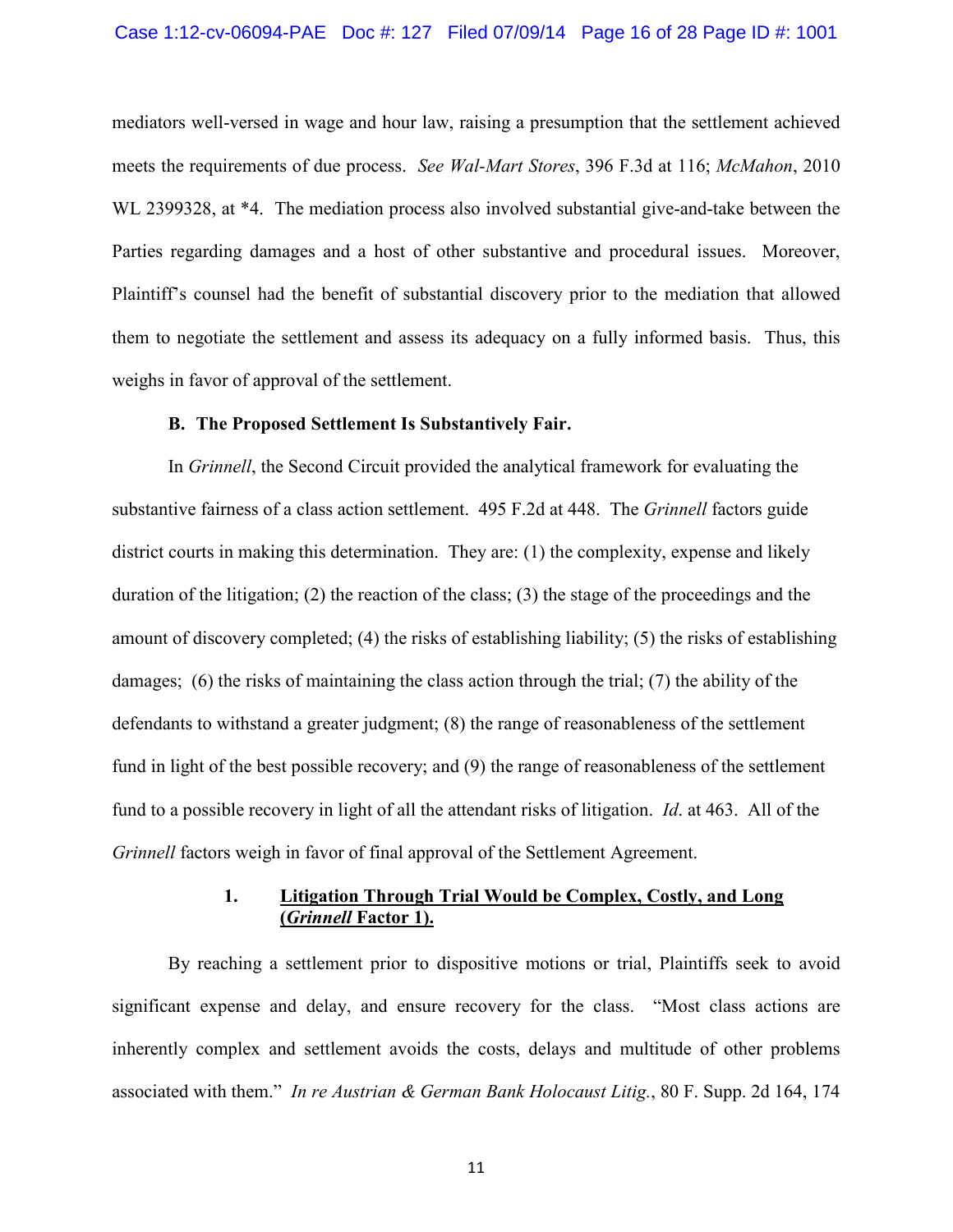mediators well-versed in wage and hour law, raising a presumption that the settlement achieved meets the requirements of due process. *See Wal-Mart Stores*, 396 F.3d at 116; *McMahon*, 2010 WL 2399328, at *4. The mediation process also involved substantial give-and-take between the Parties regarding damages and a host of other substantive and procedural issues. Moreover, Plaintiff's counsel had the benefit of substantial discovery prior to the mediation that allowed them to negotiate the settlement and assess its adequacy on a fully informed basis. Thus, this weighs in favor of approval of the settlement.

**B. The Proposed Settlement Is Substantively Fair.**

In *Grinnell*, the Second Circuit provided the analytical framework for evaluating the substantive fairness of a class action settlement. 495 F.2d at 448. The *Grinnell* factors guide district courts in making this determination. They are: (1) the complexity, expense and likely duration of the litigation; (2) the reaction of the class; (3) the stage of the proceedings and the amount of discovery completed; (4) the risks of establishing liability; (5) the risks of establishing damages; (6) the risks of maintaining the class action through the trial; (7) the ability of the defendants to withstand a greater judgment; (8) the range of reasonableness of the settlement fund in light of the best possible recovery; and (9) the range of reasonableness of the settlement fund to a possible recovery in light of all the attendant risks of litigation. *Id*. at 463. All of the *Grinnell* factors weigh in favor of final approval of the Settlement Agreement.

**1. Litigation Through Trial Would be Complex, Costly, and Long (*Grinnell* Factor 1).**

By reaching a settlement prior to dispositive motions or trial, Plaintiffs seek to avoid significant expense and delay, and ensure recovery for the class. "Most class actions are inherently complex and settlement avoids the costs, delays and multitude of other problems associated with them." *In re Austrian & German Bank Holocaust Litig.*, 80 F. Supp. 2d 164, 174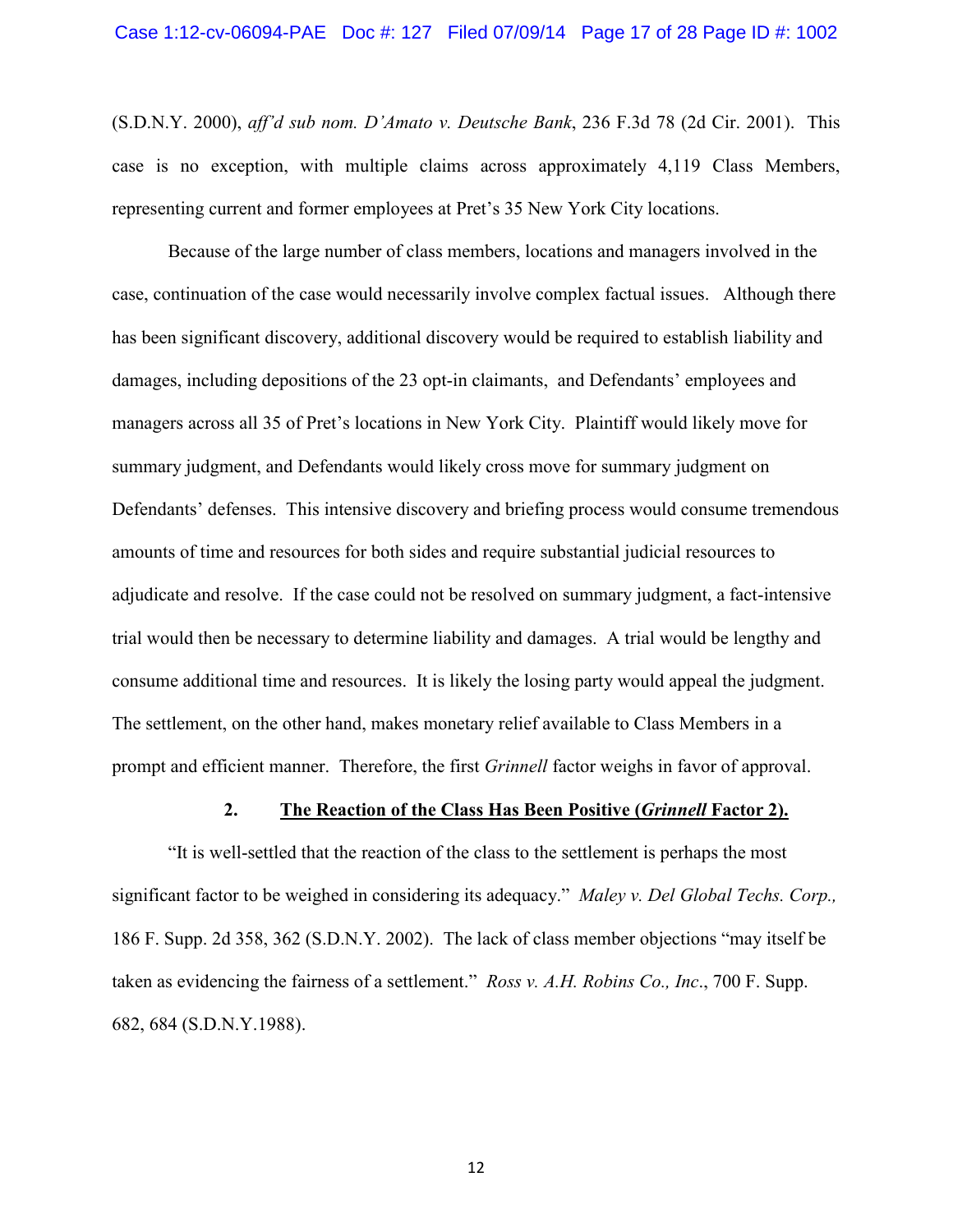(S.D.N.Y. 2000), *aff'd sub nom. D'Amato v. Deutsche Bank*, 236 F.3d 78 (2d Cir. 2001). This case is no exception, with multiple claims across approximately 4,119 Class Members, representing current and former employees at Pret's 35 New York City locations.

Because of the large number of class members, locations and managers involved in the case, continuation of the case would necessarily involve complex factual issues. Although there has been significant discovery, additional discovery would be required to establish liability and damages, including depositions of the 23 opt-in claimants, and Defendants' employees and managers across all 35 of Pret's locations in New York City. Plaintiff would likely move for summary judgment, and Defendants would likely cross move for summary judgment on Defendants' defenses. This intensive discovery and briefing process would consume tremendous amounts of time and resources for both sides and require substantial judicial resources to adjudicate and resolve. If the case could not be resolved on summary judgment, a fact-intensive trial would then be necessary to determine liability and damages. A trial would be lengthy and consume additional time and resources. It is likely the losing party would appeal the judgment. The settlement, on the other hand, makes monetary relief available to Class Members in a prompt and efficient manner. Therefore, the first *Grinnell* factor weighs in favor of approval.

### 2. <u>The Reaction of the Class Has Been Positive (*Grinnell* Factor 2).</u>

"It is well-settled that the reaction of the class to the settlement is perhaps the most significant factor to be weighed in considering its adequacy." *Maley v. Del Global Techs. Corp.,* 186 F. Supp. 2d 358, 362 (S.D.N.Y. 2002). The lack of class member objections "may itself be taken as evidencing the fairness of a settlement." *Ross v. A.H. Robins Co., Inc*., 700 F. Supp. 682, 684 (S.D.N.Y.1988).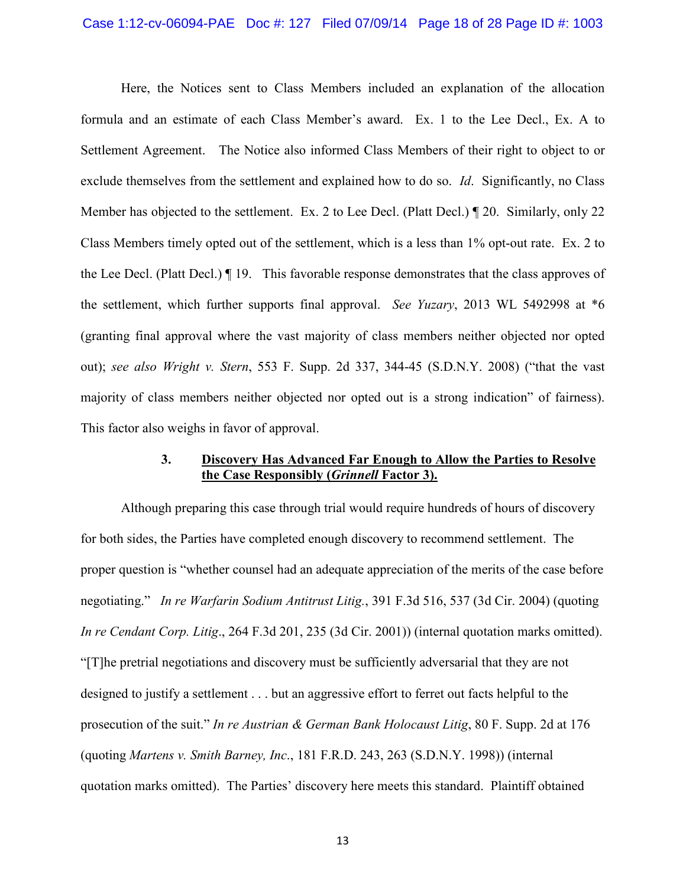Here, the Notices sent to Class Members included an explanation of the allocation formula and an estimate of each Class Member's award. Ex. 1 to the Lee Decl., Ex. A to Settlement Agreement. The Notice also informed Class Members of their right to object to or exclude themselves from the settlement and explained how to do so. *Id*. Significantly, no Class Member has objected to the settlement. Ex. 2 to Lee Decl. (Platt Decl.) ¶ 20. Similarly, only 22 Class Members timely opted out of the settlement, which is a less than 1% opt-out rate. Ex. 2 to the Lee Decl. (Platt Decl.) ¶ 19. This favorable response demonstrates that the class approves of the settlement, which further supports final approval. *See Yuzary*, 2013 WL 5492998 at \*6 (granting final approval where the vast majority of class members neither objected nor opted out); *see also Wright v. Stern*, 553 F. Supp. 2d 337, 344-45 (S.D.N.Y. 2008) ("that the vast majority of class members neither objected nor opted out is a strong indication" of fairness). This factor also weighs in favor of approval.

### 3. <u>Discovery Has Advanced Far Enough to Allow the Parties to Resolve the Case Responsibly (*Grinnell* Factor 3).</u>

Although preparing this case through trial would require hundreds of hours of discovery for both sides, the Parties have completed enough discovery to recommend settlement. The proper question is "whether counsel had an adequate appreciation of the merits of the case before negotiating." *In re Warfarin Sodium Antitrust Litig.*, 391 F.3d 516, 537 (3d Cir. 2004) (quoting *In re Cendant Corp. Litig*., 264 F.3d 201, 235 (3d Cir. 2001)) (internal quotation marks omitted). "[T]he pretrial negotiations and discovery must be sufficiently adversarial that they are not designed to justify a settlement . . . but an aggressive effort to ferret out facts helpful to the prosecution of the suit." *In re Austrian & German Bank Holocaust Litig*, 80 F. Supp. 2d at 176 (quoting *Martens v. Smith Barney, Inc*., 181 F.R.D. 243, 263 (S.D.N.Y. 1998)) (internal quotation marks omitted). The Parties' discovery here meets this standard. Plaintiff obtained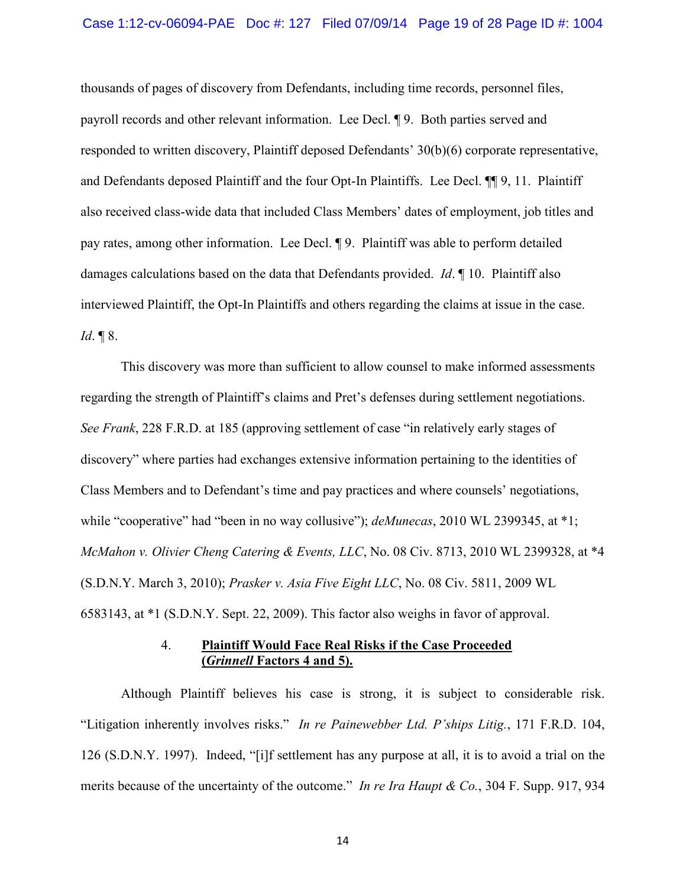thousands of pages of discovery from Defendants, including time records, personnel files, payroll records and other relevant information. Lee Decl. ¶ 9. Both parties served and responded to written discovery, Plaintiff deposed Defendants' 30(b)(6) corporate representative, and Defendants deposed Plaintiff and the four Opt-In Plaintiffs. Lee Decl. ¶¶ 9, 11. Plaintiff also received class-wide data that included Class Members' dates of employment, job titles and pay rates, among other information. Lee Decl. ¶ 9. Plaintiff was able to perform detailed damages calculations based on the data that Defendants provided. *Id*. ¶ 10. Plaintiff also interviewed Plaintiff, the Opt-In Plaintiffs and others regarding the claims at issue in the case. *Id*. ¶ 8.

This discovery was more than sufficient to allow counsel to make informed assessments regarding the strength of Plaintiff's claims and Pret's defenses during settlement negotiations. *See Frank*, 228 F.R.D. at 185 (approving settlement of case "in relatively early stages of discovery" where parties had exchanges extensive information pertaining to the identities of Class Members and to Defendant's time and pay practices and where counsels' negotiations, while "cooperative" had "been in no way collusive"); *deMunecas*, 2010 WL 2399345, at *1; *McMahon v. Olivier Cheng Catering & Events, LLC*, No. 08 Civ. 8713, 2010 WL 2399328, at *4 (S.D.N.Y. March 3, 2010); *Prasker v. Asia Five Eight LLC*, No. 08 Civ. 5811, 2009 WL 6583143, at *1 (S.D.N.Y. Sept. 22, 2009). This factor also weighs in favor of approval.

#### 4. **Plaintiff Would Face Real Risks if the Case Proceeded (*Grinnell* Factors 4 and 5).**

Although Plaintiff believes his case is strong, it is subject to considerable risk. "Litigation inherently involves risks." *In re Painewebber Ltd. P'ships Litig.*, 171 F.R.D. 104, 126 (S.D.N.Y. 1997). Indeed, "[i]f settlement has any purpose at all, it is to avoid a trial on the merits because of the uncertainty of the outcome." *In re Ira Haupt & Co.*, 304 F. Supp. 917, 934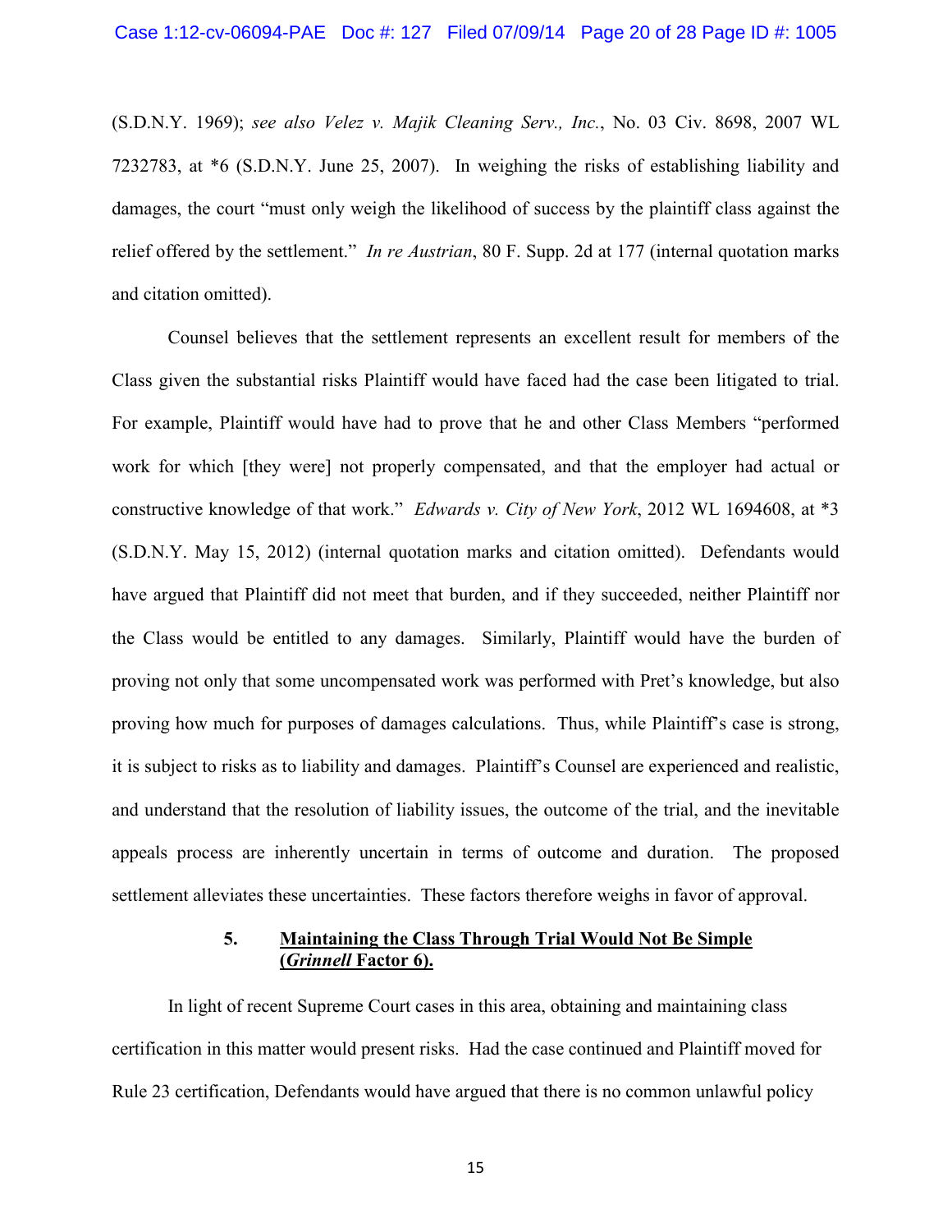(S.D.N.Y. 1969); *see also Velez v. Majik Cleaning Serv., Inc.*, No. 03 Civ. 8698, 2007 WL 7232783, at *6 (S.D.N.Y. June 25, 2007). In weighing the risks of establishing liability and damages, the court "must only weigh the likelihood of success by the plaintiff class against the relief offered by the settlement." *In re Austrian*, 80 F. Supp. 2d at 177 (internal quotation marks and citation omitted).

Counsel believes that the settlement represents an excellent result for members of the Class given the substantial risks Plaintiff would have faced had the case been litigated to trial. For example, Plaintiff would have had to prove that he and other Class Members "performed work for which [they were] not properly compensated, and that the employer had actual or constructive knowledge of that work." *Edwards v. City of New York*, 2012 WL 1694608, at *3 (S.D.N.Y. May 15, 2012) (internal quotation marks and citation omitted). Defendants would have argued that Plaintiff did not meet that burden, and if they succeeded, neither Plaintiff nor the Class would be entitled to any damages. Similarly, Plaintiff would have the burden of proving not only that some uncompensated work was performed with Pret's knowledge, but also proving how much for purposes of damages calculations. Thus, while Plaintiff's case is strong, it is subject to risks as to liability and damages. Plaintiff's Counsel are experienced and realistic, and understand that the resolution of liability issues, the outcome of the trial, and the inevitable appeals process are inherently uncertain in terms of outcome and duration. The proposed settlement alleviates these uncertainties. These factors therefore weighs in favor of approval.

### 5. Maintaining the Class Through Trial Would Not Be Simple (*Grinnell* Factor 6).

In light of recent Supreme Court cases in this area, obtaining and maintaining class certification in this matter would present risks. Had the case continued and Plaintiff moved for Rule 23 certification, Defendants would have argued that there is no common unlawful policy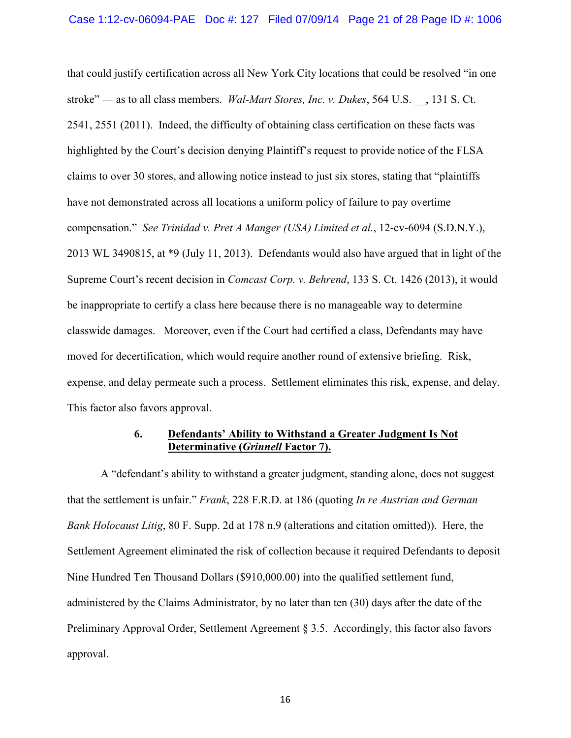that could justify certification across all New York City locations that could be resolved "in one stroke" — as to all class members. *Wal-Mart Stores, Inc. v. Dukes*, 564 U.S. __, 131 S. Ct. 2541, 2551 (2011). Indeed, the difficulty of obtaining class certification on these facts was highlighted by the Court's decision denying Plaintiff's request to provide notice of the FLSA claims to over 30 stores, and allowing notice instead to just six stores, stating that "plaintiffs have not demonstrated across all locations a uniform policy of failure to pay overtime compensation." *See Trinidad v. Pret A Manger (USA) Limited et al.*, 12-cv-6094 (S.D.N.Y.), 2013 WL 3490815, at *9 (July 11, 2013). Defendants would also have argued that in light of the Supreme Court's recent decision in *Comcast Corp. v. Behrend*, 133 S. Ct. 1426 (2013), it would be inappropriate to certify a class here because there is no manageable way to determine classwide damages. Moreover, even if the Court had certified a class, Defendants may have moved for decertification, which would require another round of extensive briefing. Risk, expense, and delay permeate such a process. Settlement eliminates this risk, expense, and delay. This factor also favors approval.

### 6. **Defendants' Ability to Withstand a Greater Judgment Is Not Determinative (*Grinnell* Factor 7).**

A "defendant's ability to withstand a greater judgment, standing alone, does not suggest that the settlement is unfair." *Frank*, 228 F.R.D. at 186 (quoting *In re Austrian and German Bank Holocaust Litig*, 80 F. Supp. 2d at 178 n.9 (alterations and citation omitted)). Here, the Settlement Agreement eliminated the risk of collection because it required Defendants to deposit Nine Hundred Ten Thousand Dollars ($910,000.00) into the qualified settlement fund, administered by the Claims Administrator, by no later than ten (30) days after the date of the Preliminary Approval Order, Settlement Agreement § 3.5. Accordingly, this factor also favors approval.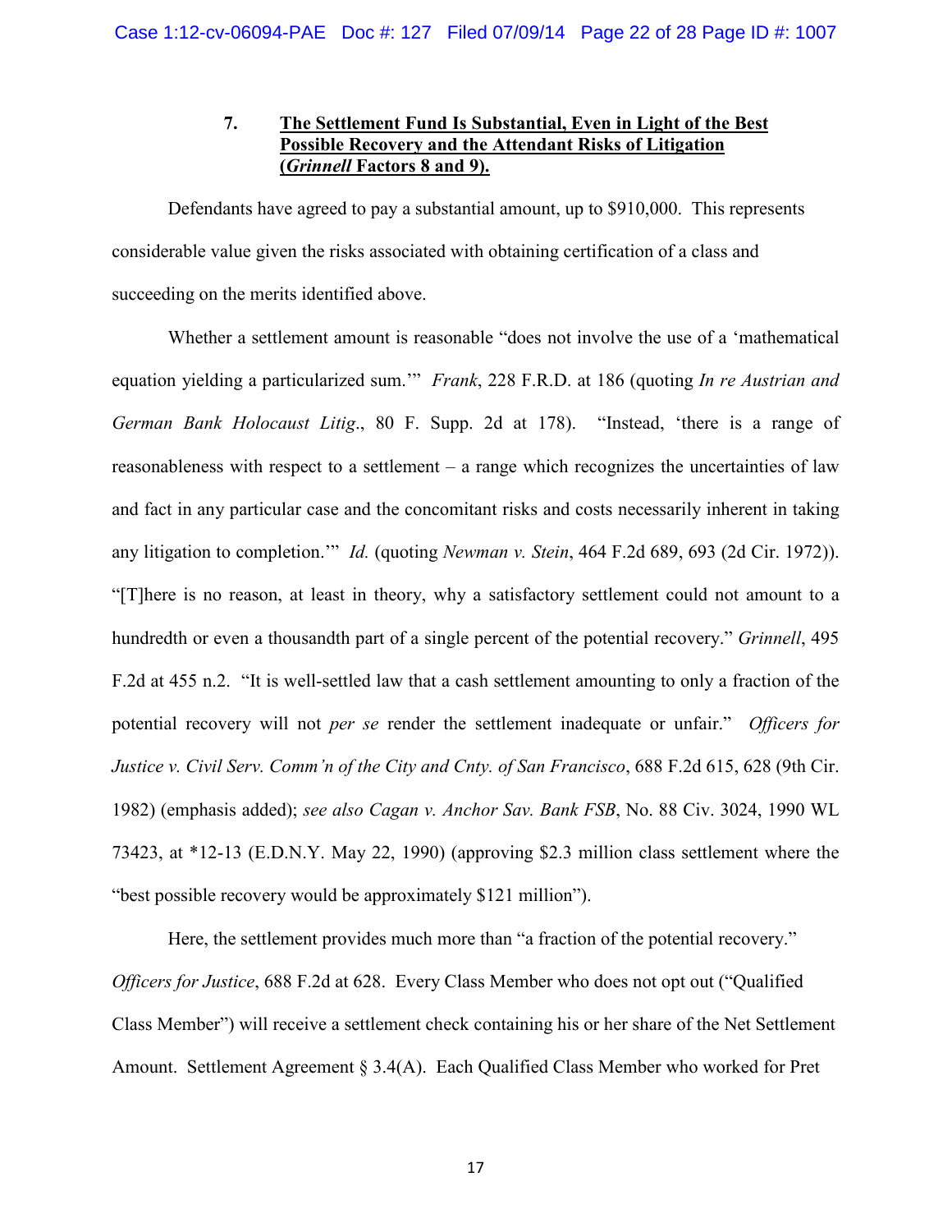### 7. <u>The Settlement Fund Is Substantial, Even in Light of the Best Possible Recovery and the Attendant Risks of Litigation (*Grinnell* Factors 8 and 9).</u>

Defendants have agreed to pay a substantial amount, up to $910,000. This represents considerable value given the risks associated with obtaining certification of a class and succeeding on the merits identified above.

Whether a settlement amount is reasonable "does not involve the use of a 'mathematical equation yielding a particularized sum.'" *Frank*, 228 F.R.D. at 186 (quoting *In re Austrian and German Bank Holocaust Litig*., 80 F. Supp. 2d at 178). "Instead, 'there is a range of reasonableness with respect to a settlement – a range which recognizes the uncertainties of law and fact in any particular case and the concomitant risks and costs necessarily inherent in taking any litigation to completion.'" *Id.* (quoting *Newman v. Stein*, 464 F.2d 689, 693 (2d Cir. 1972)). "[T]here is no reason, at least in theory, why a satisfactory settlement could not amount to a hundredth or even a thousandth part of a single percent of the potential recovery." *Grinnell*, 495 F.2d at 455 n.2. "It is well-settled law that a cash settlement amounting to only a fraction of the potential recovery will not *per se* render the settlement inadequate or unfair." *Officers for Justice v. Civil Serv. Comm'n of the City and Cnty. of San Francisco*, 688 F.2d 615, 628 (9th Cir. 1982) (emphasis added); *see also Cagan v. Anchor Sav. Bank FSB*, No. 88 Civ. 3024, 1990 WL 73423, at *12-13 (E.D.N.Y. May 22, 1990) (approving $2.3 million class settlement where the "best possible recovery would be approximately $121 million").

Here, the settlement provides much more than "a fraction of the potential recovery." *Officers for Justice*, 688 F.2d at 628. Every Class Member who does not opt out ("Qualified Class Member") will receive a settlement check containing his or her share of the Net Settlement Amount. Settlement Agreement § 3.4(A). Each Qualified Class Member who worked for Pret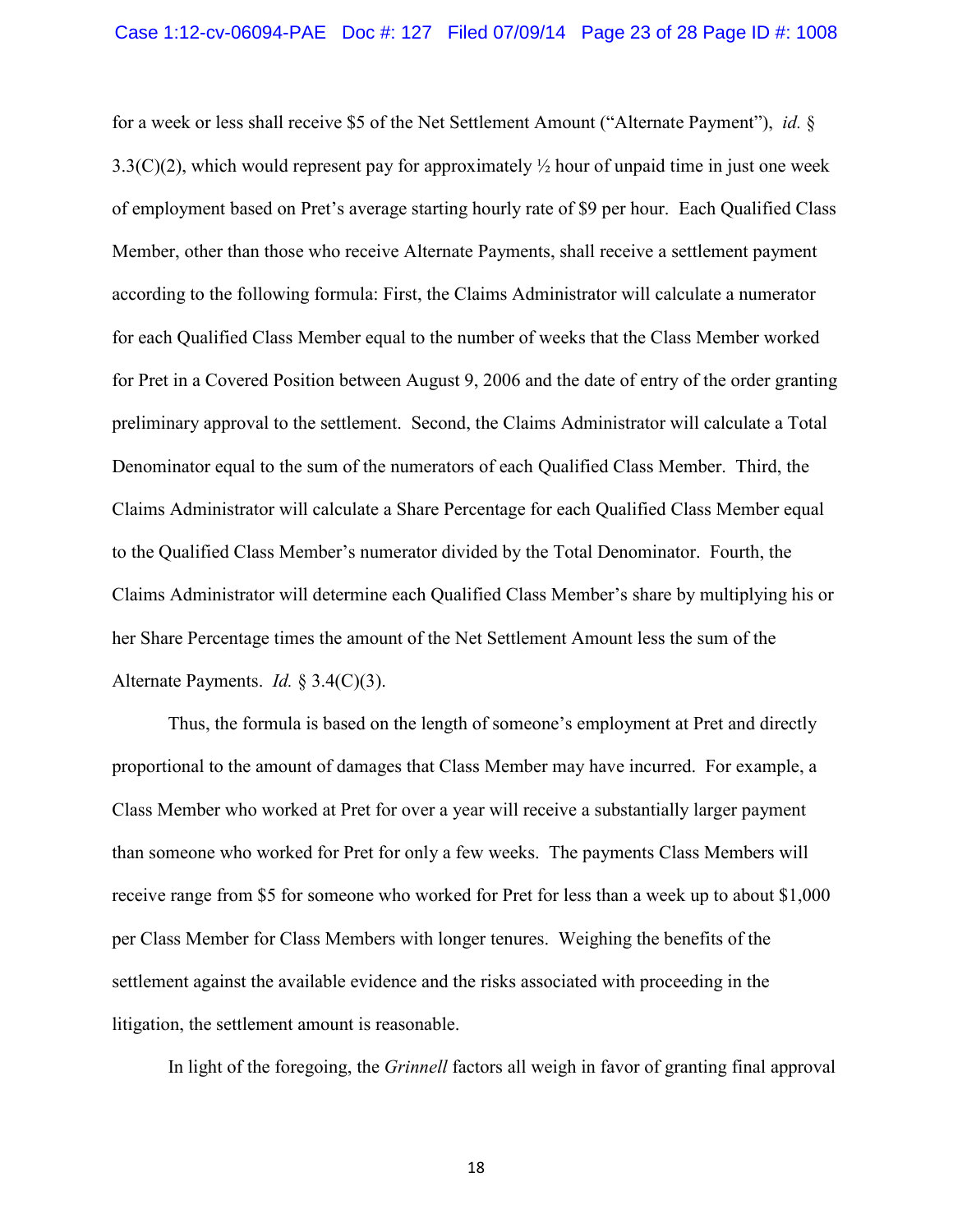for a week or less shall receive $5 of the Net Settlement Amount ("Alternate Payment"), *id.* § 3.3(C)(2), which would represent pay for approximately ½ hour of unpaid time in just one week of employment based on Pret's average starting hourly rate of $9 per hour. Each Qualified Class Member, other than those who receive Alternate Payments, shall receive a settlement payment according to the following formula: First, the Claims Administrator will calculate a numerator for each Qualified Class Member equal to the number of weeks that the Class Member worked for Pret in a Covered Position between August 9, 2006 and the date of entry of the order granting preliminary approval to the settlement. Second, the Claims Administrator will calculate a Total Denominator equal to the sum of the numerators of each Qualified Class Member. Third, the Claims Administrator will calculate a Share Percentage for each Qualified Class Member equal to the Qualified Class Member's numerator divided by the Total Denominator. Fourth, the Claims Administrator will determine each Qualified Class Member's share by multiplying his or her Share Percentage times the amount of the Net Settlement Amount less the sum of the Alternate Payments. *Id.* § 3.4(C)(3).

Thus, the formula is based on the length of someone's employment at Pret and directly proportional to the amount of damages that Class Member may have incurred. For example, a Class Member who worked at Pret for over a year will receive a substantially larger payment than someone who worked for Pret for only a few weeks. The payments Class Members will receive range from $5 for someone who worked for Pret for less than a week up to about $1,000 per Class Member for Class Members with longer tenures. Weighing the benefits of the settlement against the available evidence and the risks associated with proceeding in the litigation, the settlement amount is reasonable.

In light of the foregoing, the *Grinnell* factors all weigh in favor of granting final approval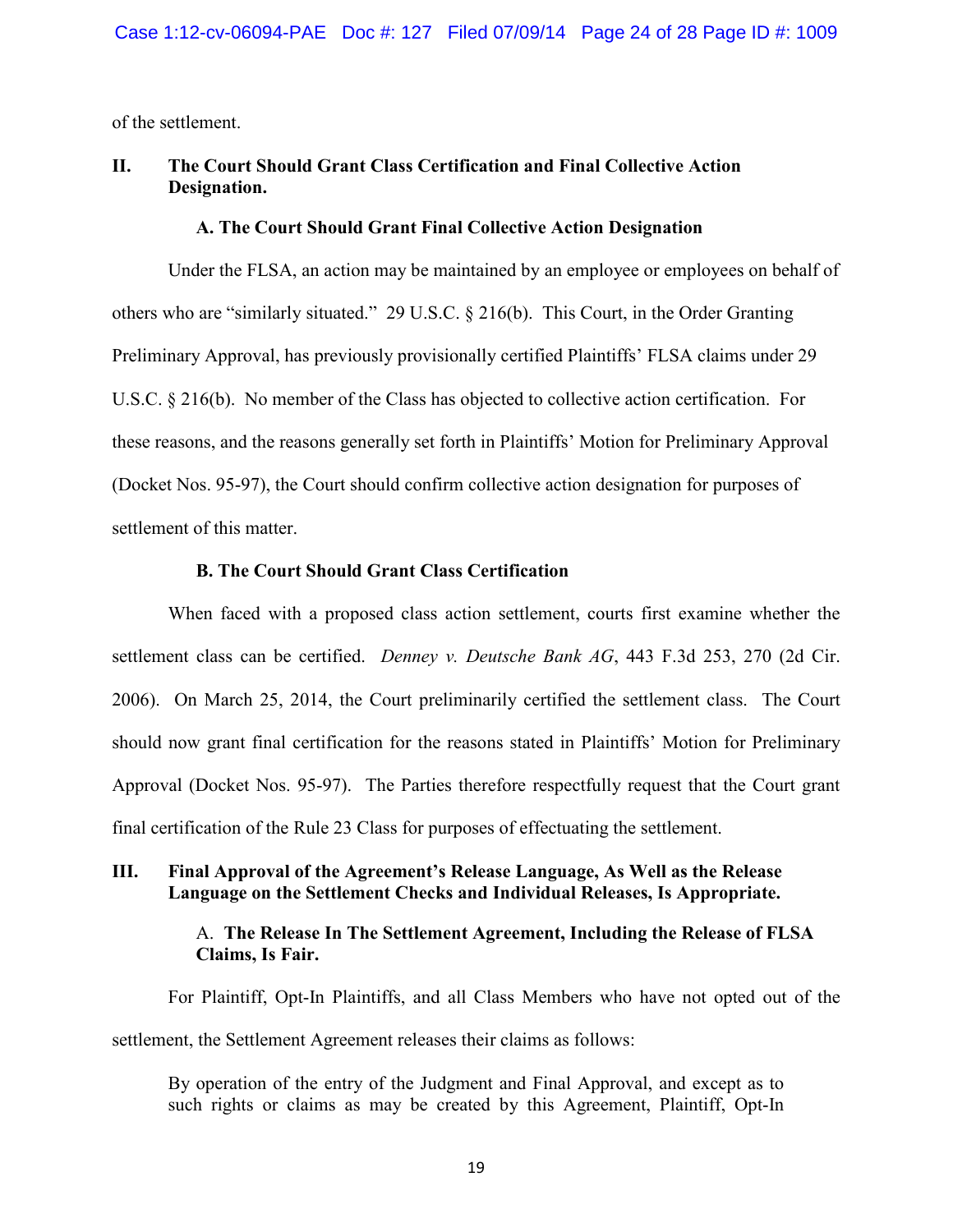of the settlement.

## II. The Court Should Grant Class Certification and Final Collective Action Designation.

### A. The Court Should Grant Final Collective Action Designation

Under the FLSA, an action may be maintained by an employee or employees on behalf of others who are "similarly situated." 29 U.S.C. § 216(b). This Court, in the Order Granting Preliminary Approval, has previously provisionally certified Plaintiffs' FLSA claims under 29 U.S.C. § 216(b). No member of the Class has objected to collective action certification. For these reasons, and the reasons generally set forth in Plaintiffs' Motion for Preliminary Approval (Docket Nos. 95-97), the Court should confirm collective action designation for purposes of settlement of this matter.

### B. The Court Should Grant Class Certification

When faced with a proposed class action settlement, courts first examine whether the settlement class can be certified. *Denney v. Deutsche Bank AG*, 443 F.3d 253, 270 (2d Cir. 2006). On March 25, 2014, the Court preliminarily certified the settlement class. The Court should now grant final certification for the reasons stated in Plaintiffs' Motion for Preliminary Approval (Docket Nos. 95-97). The Parties therefore respectfully request that the Court grant final certification of the Rule 23 Class for purposes of effectuating the settlement.

## III. Final Approval of the Agreement's Release Language, As Well as the Release Language on the Settlement Checks and Individual Releases, Is Appropriate.

### A. The Release In The Settlement Agreement, Including the Release of FLSA Claims, Is Fair.

For Plaintiff, Opt-In Plaintiffs, and all Class Members who have not opted out of the settlement, the Settlement Agreement releases their claims as follows:

> By operation of the entry of the Judgment and Final Approval, and except as to such rights or claims as may be created by this Agreement, Plaintiff, Opt-In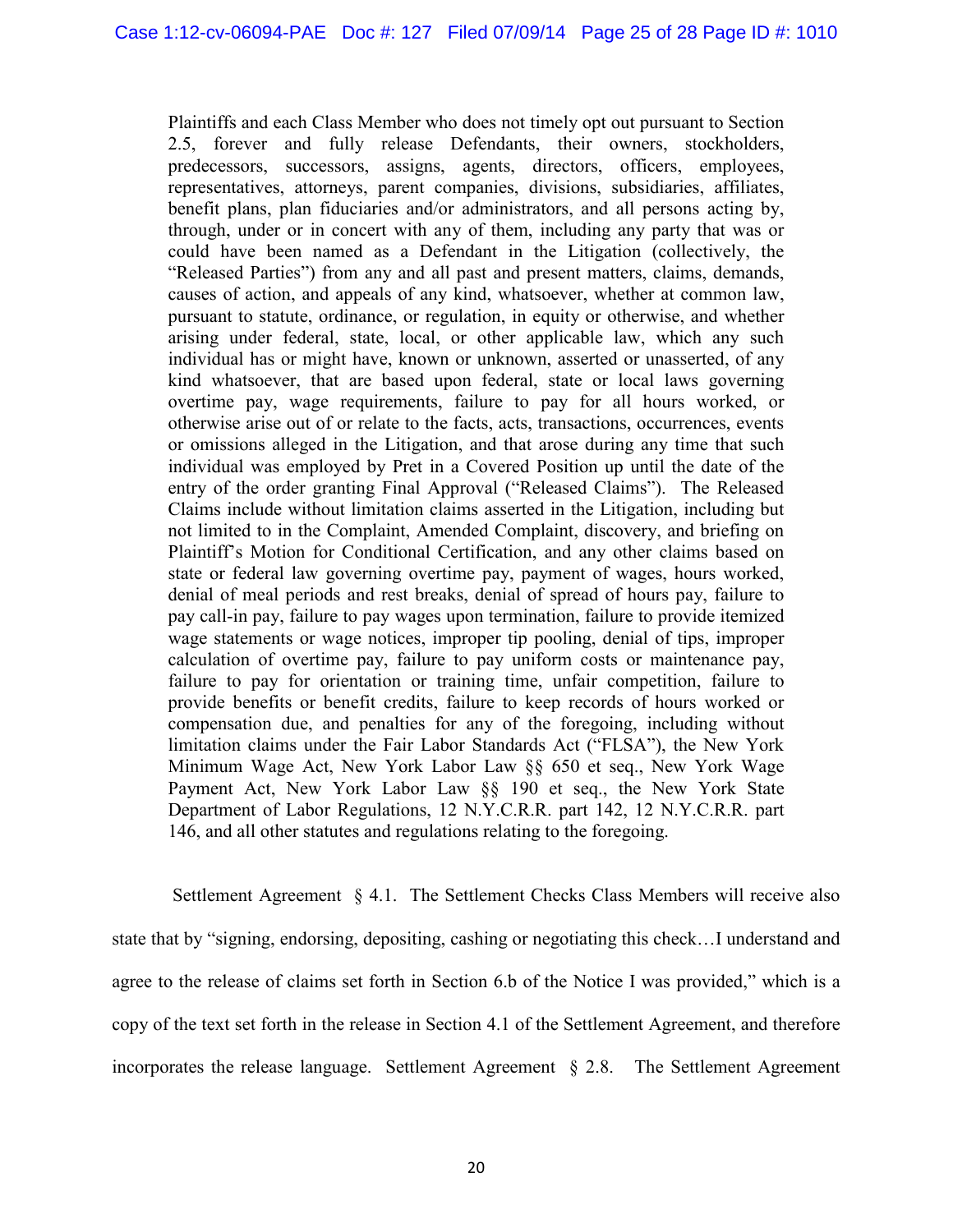> Plaintiffs and each Class Member who does not timely opt out pursuant to Section 2.5, forever and fully release Defendants, their owners, stockholders, predecessors, successors, assigns, agents, directors, officers, employees, representatives, attorneys, parent companies, divisions, subsidiaries, affiliates, benefit plans, plan fiduciaries and/or administrators, and all persons acting by, through, under or in concert with any of them, including any party that was or could have been named as a Defendant in the Litigation (collectively, the "Released Parties") from any and all past and present matters, claims, demands, causes of action, and appeals of any kind, whatsoever, whether at common law, pursuant to statute, ordinance, or regulation, in equity or otherwise, and whether arising under federal, state, local, or other applicable law, which any such individual has or might have, known or unknown, asserted or unasserted, of any kind whatsoever, that are based upon federal, state or local laws governing overtime pay, wage requirements, failure to pay for all hours worked, or otherwise arise out of or relate to the facts, acts, transactions, occurrences, events or omissions alleged in the Litigation, and that arose during any time that such individual was employed by Pret in a Covered Position up until the date of the entry of the order granting Final Approval ("Released Claims"). The Released Claims include without limitation claims asserted in the Litigation, including but not limited to in the Complaint, Amended Complaint, discovery, and briefing on Plaintiff's Motion for Conditional Certification, and any other claims based on state or federal law governing overtime pay, payment of wages, hours worked, denial of meal periods and rest breaks, denial of spread of hours pay, failure to pay call-in pay, failure to pay wages upon termination, failure to provide itemized wage statements or wage notices, improper tip pooling, denial of tips, improper calculation of overtime pay, failure to pay uniform costs or maintenance pay, failure to pay for orientation or training time, unfair competition, failure to provide benefits or benefit credits, failure to keep records of hours worked or compensation due, and penalties for any of the foregoing, including without limitation claims under the Fair Labor Standards Act ("FLSA"), the New York Minimum Wage Act, New York Labor Law §§ 650 et seq., New York Wage Payment Act, New York Labor Law §§ 190 et seq., the New York State Department of Labor Regulations, 12 N.Y.C.R.R. part 142, 12 N.Y.C.R.R. part 146, and all other statutes and regulations relating to the foregoing.

Settlement Agreement § 4.1. The Settlement Checks Class Members will receive also state that by "signing, endorsing, depositing, cashing or negotiating this check…I understand and agree to the release of claims set forth in Section 6.b of the Notice I was provided," which is a copy of the text set forth in the release in Section 4.1 of the Settlement Agreement, and therefore incorporates the release language. Settlement Agreement § 2.8. The Settlement Agreement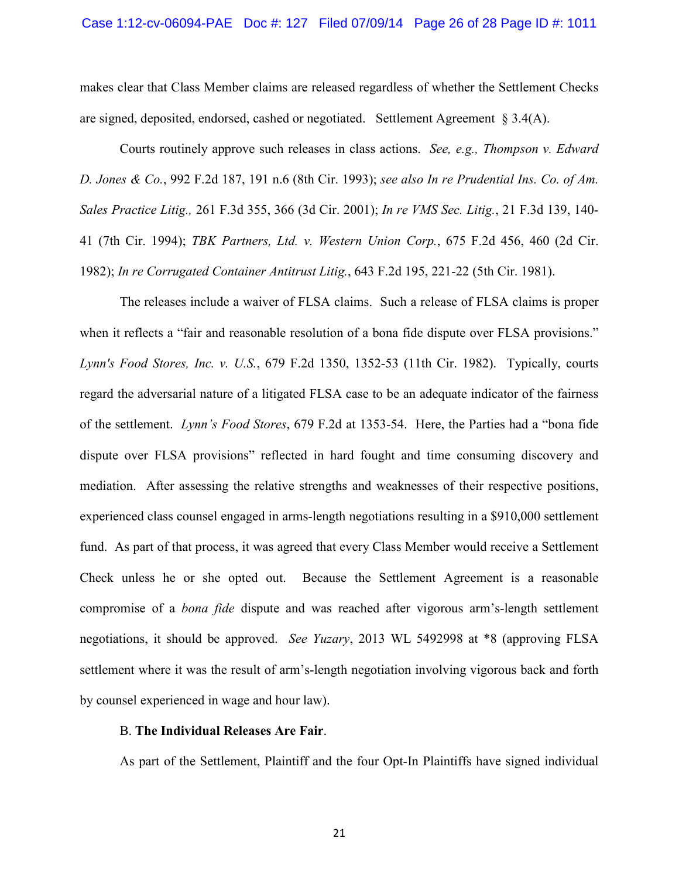makes clear that Class Member claims are released regardless of whether the Settlement Checks are signed, deposited, endorsed, cashed or negotiated. Settlement Agreement § 3.4(A).

Courts routinely approve such releases in class actions. *See, e.g., Thompson v. Edward D. Jones & Co.*, 992 F.2d 187, 191 n.6 (8th Cir. 1993); *see also In re Prudential Ins. Co. of Am. Sales Practice Litig.,* 261 F.3d 355, 366 (3d Cir. 2001); *In re VMS Sec. Litig.*, 21 F.3d 139, 140-41 (7th Cir. 1994); *TBK Partners, Ltd. v. Western Union Corp.*, 675 F.2d 456, 460 (2d Cir. 1982); *In re Corrugated Container Antitrust Litig.*, 643 F.2d 195, 221-22 (5th Cir. 1981).

The releases include a waiver of FLSA claims. Such a release of FLSA claims is proper when it reflects a "fair and reasonable resolution of a bona fide dispute over FLSA provisions." *Lynn's Food Stores, Inc. v. U.S.*, 679 F.2d 1350, 1352-53 (11th Cir. 1982). Typically, courts regard the adversarial nature of a litigated FLSA case to be an adequate indicator of the fairness of the settlement. *Lynn's Food Stores*, 679 F.2d at 1353-54. Here, the Parties had a "bona fide dispute over FLSA provisions" reflected in hard fought and time consuming discovery and mediation. After assessing the relative strengths and weaknesses of their respective positions, experienced class counsel engaged in arms-length negotiations resulting in a $910,000 settlement fund. As part of that process, it was agreed that every Class Member would receive a Settlement Check unless he or she opted out. Because the Settlement Agreement is a reasonable compromise of a *bona fide* dispute and was reached after vigorous arm's-length settlement negotiations, it should be approved. *See Yuzary*, 2013 WL 5492998 at *8 (approving FLSA settlement where it was the result of arm's-length negotiation involving vigorous back and forth by counsel experienced in wage and hour law).

B. **The Individual Releases Are Fair**.

As part of the Settlement, Plaintiff and the four Opt-In Plaintiffs have signed individual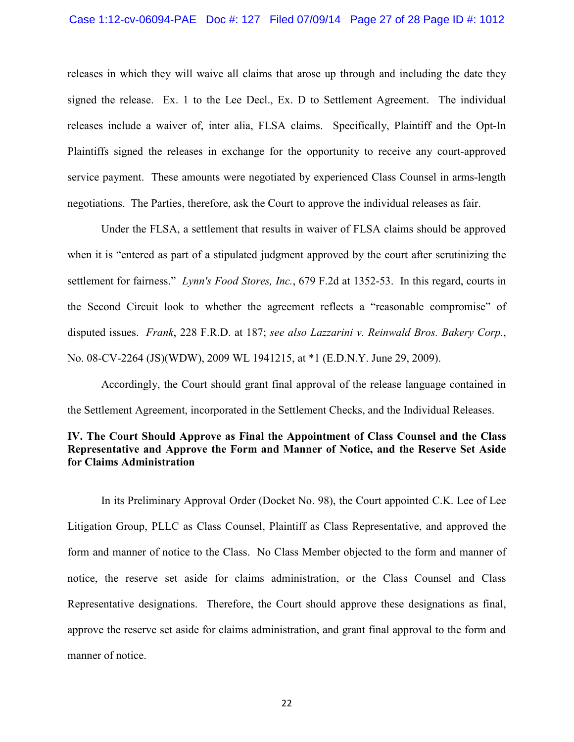releases in which they will waive all claims that arose up through and including the date they signed the release. Ex. 1 to the Lee Decl., Ex. D to Settlement Agreement. The individual releases include a waiver of, inter alia, FLSA claims. Specifically, Plaintiff and the Opt-In Plaintiffs signed the releases in exchange for the opportunity to receive any court-approved service payment. These amounts were negotiated by experienced Class Counsel in arms-length negotiations. The Parties, therefore, ask the Court to approve the individual releases as fair.

Under the FLSA, a settlement that results in waiver of FLSA claims should be approved when it is "entered as part of a stipulated judgment approved by the court after scrutinizing the settlement for fairness." *Lynn's Food Stores, Inc.*, 679 F.2d at 1352-53. In this regard, courts in the Second Circuit look to whether the agreement reflects a "reasonable compromise" of disputed issues. *Frank*, 228 F.R.D. at 187; *see also Lazzarini v. Reinwald Bros. Bakery Corp.*, No. 08-CV-2264 (JS)(WDW), 2009 WL 1941215, at *1 (E.D.N.Y. June 29, 2009).

Accordingly, the Court should grant final approval of the release language contained in the Settlement Agreement, incorporated in the Settlement Checks, and the Individual Releases.

**IV. The Court Should Approve as Final the Appointment of Class Counsel and the Class Representative and Approve the Form and Manner of Notice, and the Reserve Set Aside for Claims Administration**

In its Preliminary Approval Order (Docket No. 98), the Court appointed C.K. Lee of Lee Litigation Group, PLLC as Class Counsel, Plaintiff as Class Representative, and approved the form and manner of notice to the Class. No Class Member objected to the form and manner of notice, the reserve set aside for claims administration, or the Class Counsel and Class Representative designations. Therefore, the Court should approve these designations as final, approve the reserve set aside for claims administration, and grant final approval to the form and manner of notice.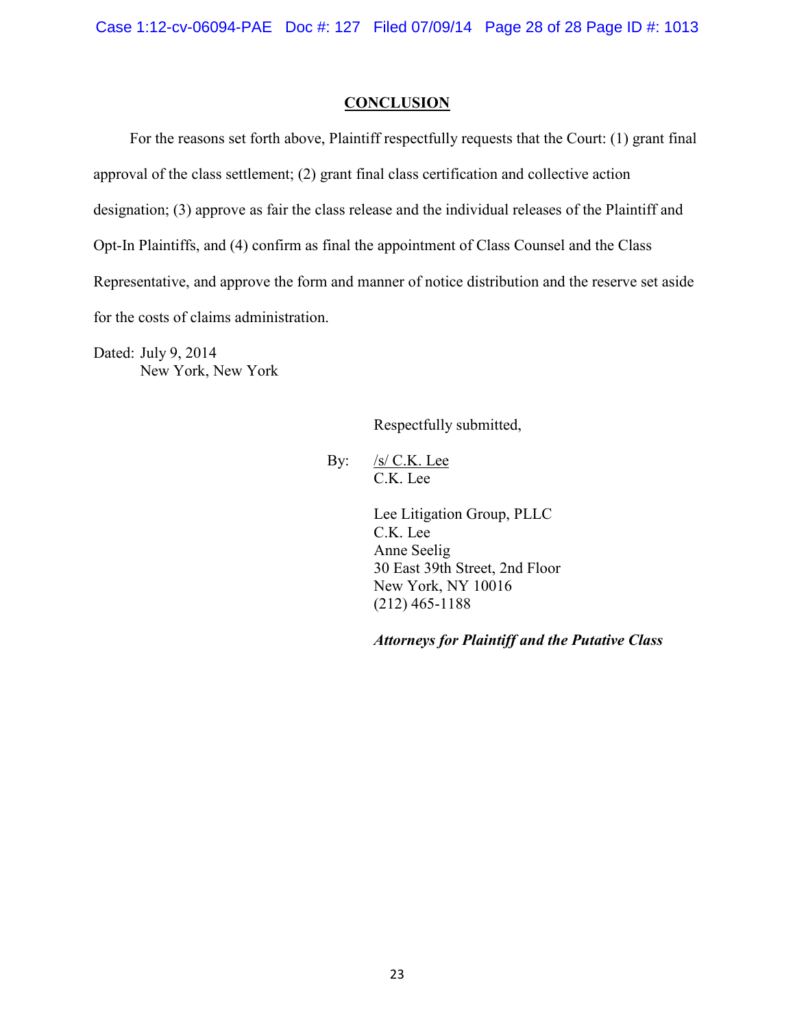## CONCLUSION

For the reasons set forth above, Plaintiff respectfully requests that the Court: (1) grant final approval of the class settlement; (2) grant final class certification and collective action designation; (3) approve as fair the class release and the individual releases of the Plaintiff and Opt-In Plaintiffs, and (4) confirm as final the appointment of Class Counsel and the Class Representative, and approve the form and manner of notice distribution and the reserve set aside for the costs of claims administration.

Dated: July 9, 2014
New York, New York

Respectfully submitted,

By: /s/ C.K. Lee
C.K. Lee

Lee Litigation Group, PLLC
C.K. Lee
Anne Seelig
30 East 39th Street, 2nd Floor
New York, NY 10016
(212) 465-1188

***Attorneys for Plaintiff and the Putative Class***